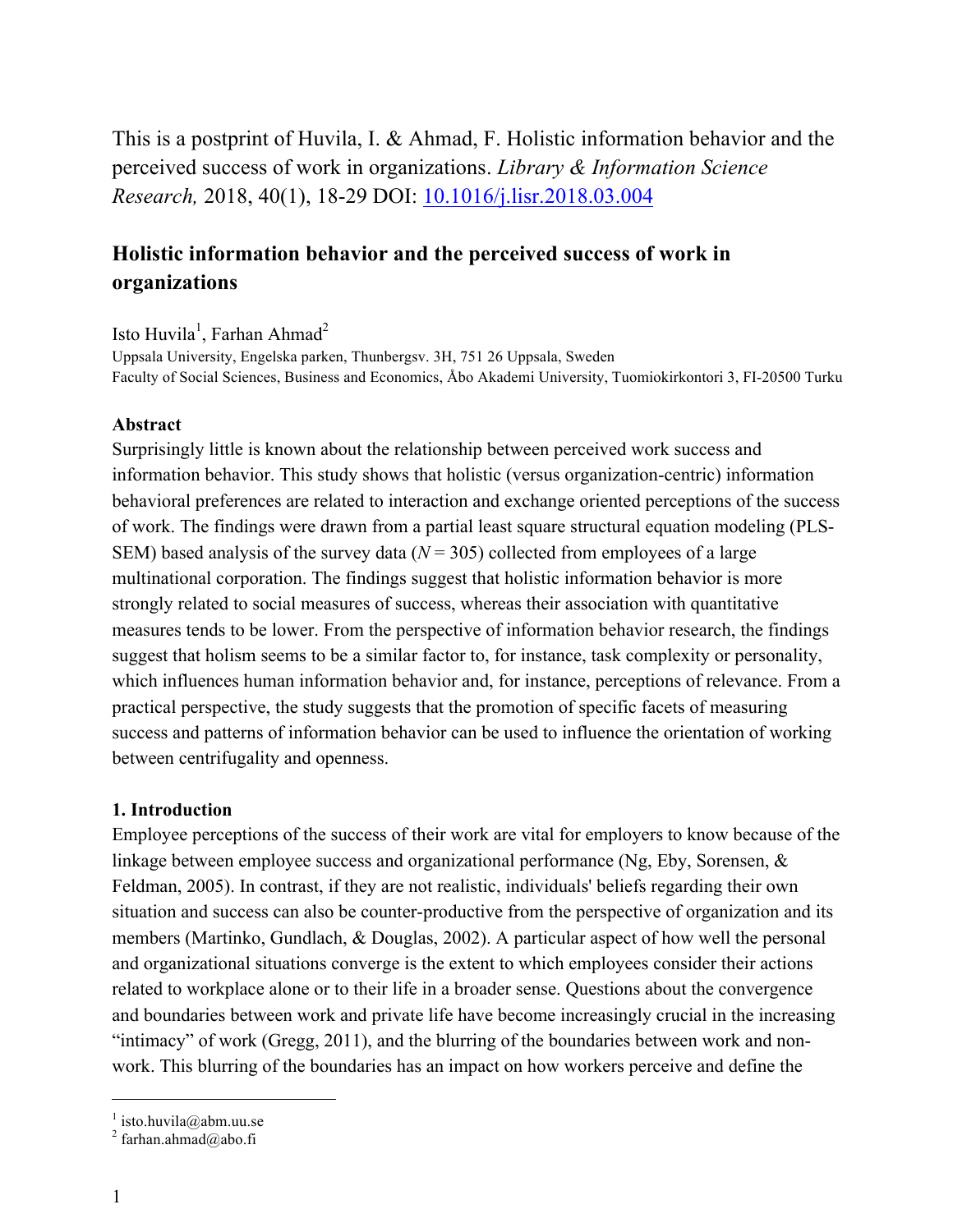This is a postprint of Huvila, I. & Ahmad, F. Holistic information behavior and the perceived success of work in organizations. *Library & Information Science Research,* 2018, 40(1), 18-29 DOI: [10.1016/j.lisr.2018.03.004](https://doi.org/10.1016/j.lisr.2018.03.004)

# Holistic information behavior and the perceived success of work in organizations

Isto Huvila[1], Farhan Ahmad[2]

Uppsala University, Engelska parken, Thunbergsv. 3H, 751 26 Uppsala, Sweden
Faculty of Social Sciences, Business and Economics, Åbo Akademi University, Tuomiokirkontori 3, FI-20500 Turku

## Abstract

Surprisingly little is known about the relationship between perceived work success and information behavior. This study shows that holistic (versus organization-centric) information behavioral preferences are related to interaction and exchange oriented perceptions of the success of work. The findings were drawn from a partial least square structural equation modeling (PLS-SEM) based analysis of the survey data ($N = 305$) collected from employees of a large multinational corporation. The findings suggest that holistic information behavior is more strongly related to social measures of success, whereas their association with quantitative measures tends to be lower. From the perspective of information behavior research, the findings suggest that holism seems to be a similar factor to, for instance, task complexity or personality, which influences human information behavior and, for instance, perceptions of relevance. From a practical perspective, the study suggests that the promotion of specific facets of measuring success and patterns of information behavior can be used to influence the orientation of working between centrifugality and openness.

## 1. Introduction

Employee perceptions of the success of their work are vital for employers to know because of the linkage between employee success and organizational performance (Ng, Eby, Sorensen, & Feldman, 2005). In contrast, if they are not realistic, individuals' beliefs regarding their own situation and success can also be counter-productive from the perspective of organization and its members (Martinko, Gundlach, & Douglas, 2002). A particular aspect of how well the personal and organizational situations converge is the extent to which employees consider their actions related to workplace alone or to their life in a broader sense. Questions about the convergence and boundaries between work and private life have become increasingly crucial in the increasing "intimacy" of work (Gregg, 2011), and the blurring of the boundaries between work and non-work. This blurring of the boundaries has an impact on how workers perceive and define the

[1] isto.huvila@abm.uu.se
[2] farhan.ahmad@abo.fi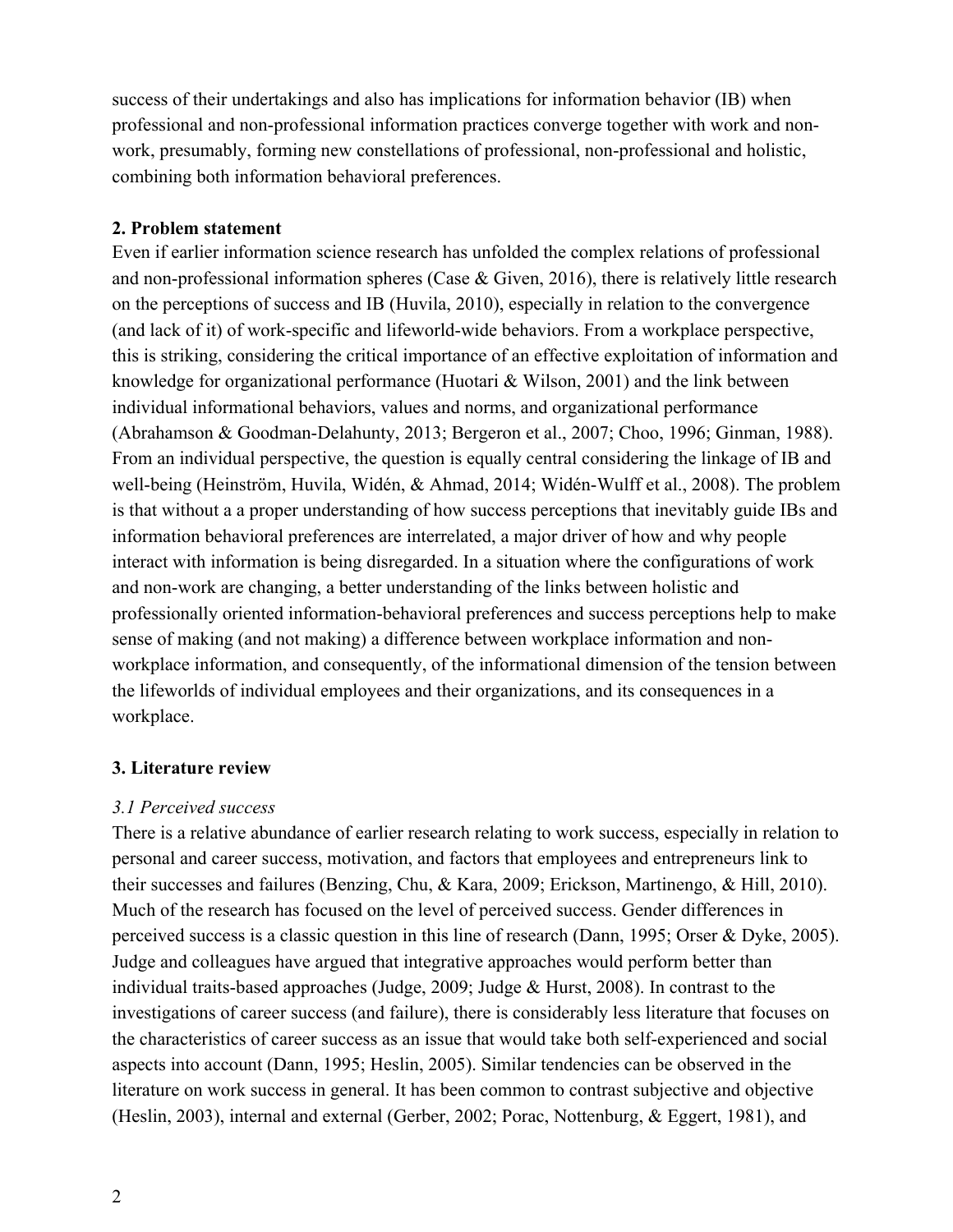success of their undertakings and also has implications for information behavior (IB) when professional and non-professional information practices converge together with work and non-work, presumably, forming new constellations of professional, non-professional and holistic, combining both information behavioral preferences.

## 2. Problem statement

Even if earlier information science research has unfolded the complex relations of professional and non-professional information spheres (Case & Given, 2016), there is relatively little research on the perceptions of success and IB (Huvila, 2010), especially in relation to the convergence (and lack of it) of work-specific and lifeworld-wide behaviors. From a workplace perspective, this is striking, considering the critical importance of an effective exploitation of information and knowledge for organizational performance (Huotari & Wilson, 2001) and the link between individual informational behaviors, values and norms, and organizational performance (Abrahamson & Goodman-Delahunty, 2013; Bergeron et al., 2007; Choo, 1996; Ginman, 1988). From an individual perspective, the question is equally central considering the linkage of IB and well-being (Heinström, Huvila, Widén, & Ahmad, 2014; Widén-Wulff et al., 2008). The problem is that without a a proper understanding of how success perceptions that inevitably guide IBs and information behavioral preferences are interrelated, a major driver of how and why people interact with information is being disregarded. In a situation where the configurations of work and non-work are changing, a better understanding of the links between holistic and professionally oriented information-behavioral preferences and success perceptions help to make sense of making (and not making) a difference between workplace information and non-workplace information, and consequently, of the informational dimension of the tension between the lifeworlds of individual employees and their organizations, and its consequences in a workplace.

## 3. Literature review

### *3.1 Perceived success*

There is a relative abundance of earlier research relating to work success, especially in relation to personal and career success, motivation, and factors that employees and entrepreneurs link to their successes and failures (Benzing, Chu, & Kara, 2009; Erickson, Martinengo, & Hill, 2010). Much of the research has focused on the level of perceived success. Gender differences in perceived success is a classic question in this line of research (Dann, 1995; Orser & Dyke, 2005). Judge and colleagues have argued that integrative approaches would perform better than individual traits-based approaches (Judge, 2009; Judge & Hurst, 2008). In contrast to the investigations of career success (and failure), there is considerably less literature that focuses on the characteristics of career success as an issue that would take both self-experienced and social aspects into account (Dann, 1995; Heslin, 2005). Similar tendencies can be observed in the literature on work success in general. It has been common to contrast subjective and objective (Heslin, 2003), internal and external (Gerber, 2002; Porac, Nottenburg, & Eggert, 1981), and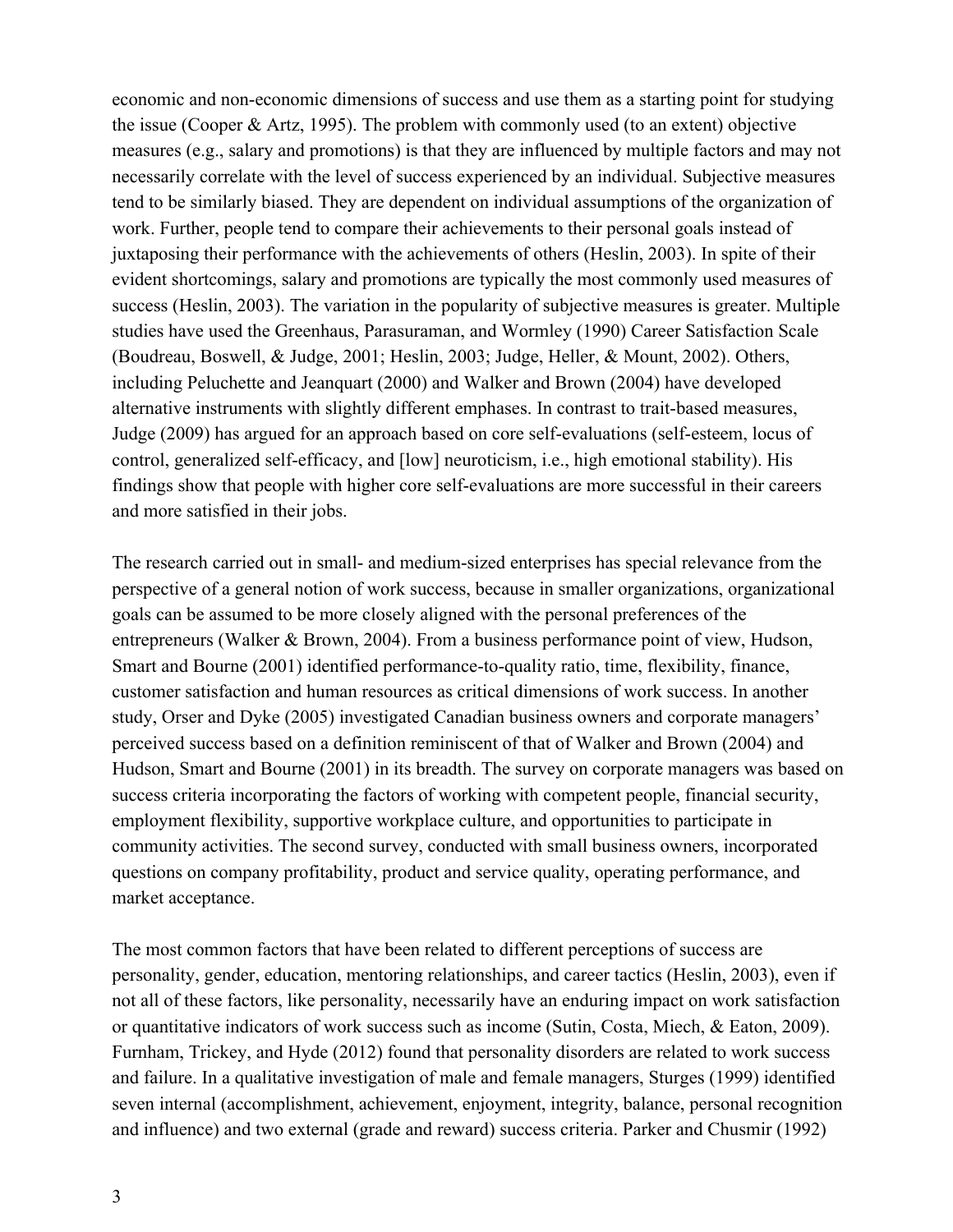economic and non-economic dimensions of success and use them as a starting point for studying the issue (Cooper & Artz, 1995). The problem with commonly used (to an extent) objective measures (e.g., salary and promotions) is that they are influenced by multiple factors and may not necessarily correlate with the level of success experienced by an individual. Subjective measures tend to be similarly biased. They are dependent on individual assumptions of the organization of work. Further, people tend to compare their achievements to their personal goals instead of juxtaposing their performance with the achievements of others (Heslin, 2003). In spite of their evident shortcomings, salary and promotions are typically the most commonly used measures of success (Heslin, 2003). The variation in the popularity of subjective measures is greater. Multiple studies have used the Greenhaus, Parasuraman, and Wormley (1990) Career Satisfaction Scale (Boudreau, Boswell, & Judge, 2001; Heslin, 2003; Judge, Heller, & Mount, 2002). Others, including Peluchette and Jeanquart (2000) and Walker and Brown (2004) have developed alternative instruments with slightly different emphases. In contrast to trait-based measures, Judge (2009) has argued for an approach based on core self-evaluations (self-esteem, locus of control, generalized self-efficacy, and [low] neuroticism, i.e., high emotional stability). His findings show that people with higher core self-evaluations are more successful in their careers and more satisfied in their jobs.

The research carried out in small- and medium-sized enterprises has special relevance from the perspective of a general notion of work success, because in smaller organizations, organizational goals can be assumed to be more closely aligned with the personal preferences of the entrepreneurs (Walker & Brown, 2004). From a business performance point of view, Hudson, Smart and Bourne (2001) identified performance-to-quality ratio, time, flexibility, finance, customer satisfaction and human resources as critical dimensions of work success. In another study, Orser and Dyke (2005) investigated Canadian business owners and corporate managers' perceived success based on a definition reminiscent of that of Walker and Brown (2004) and Hudson, Smart and Bourne (2001) in its breadth. The survey on corporate managers was based on success criteria incorporating the factors of working with competent people, financial security, employment flexibility, supportive workplace culture, and opportunities to participate in community activities. The second survey, conducted with small business owners, incorporated questions on company profitability, product and service quality, operating performance, and market acceptance.

The most common factors that have been related to different perceptions of success are personality, gender, education, mentoring relationships, and career tactics (Heslin, 2003), even if not all of these factors, like personality, necessarily have an enduring impact on work satisfaction or quantitative indicators of work success such as income (Sutin, Costa, Miech, & Eaton, 2009). Furnham, Trickey, and Hyde (2012) found that personality disorders are related to work success and failure. In a qualitative investigation of male and female managers, Sturges (1999) identified seven internal (accomplishment, achievement, enjoyment, integrity, balance, personal recognition and influence) and two external (grade and reward) success criteria. Parker and Chusmir (1992)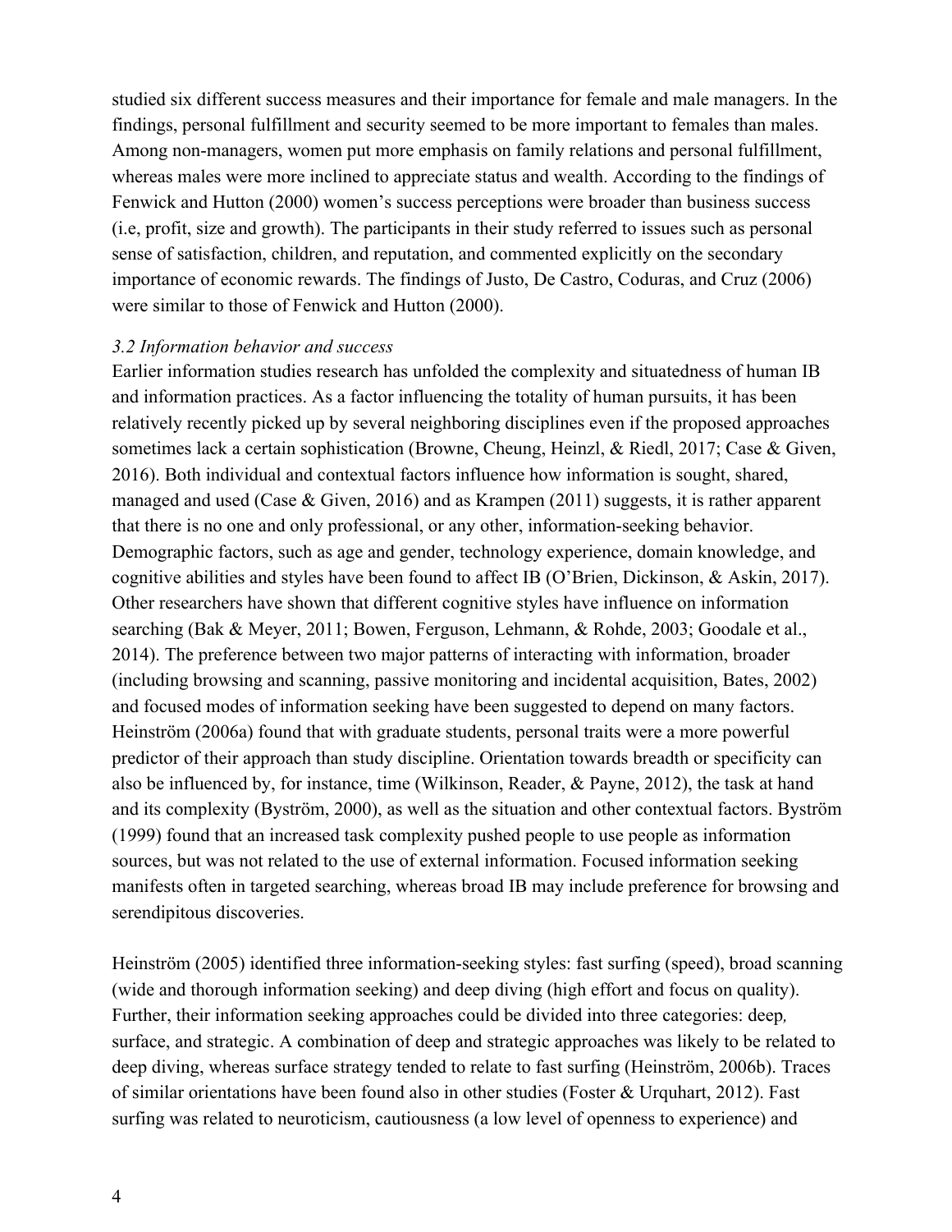studied six different success measures and their importance for female and male managers. In the findings, personal fulfillment and security seemed to be more important to females than males. Among non-managers, women put more emphasis on family relations and personal fulfillment, whereas males were more inclined to appreciate status and wealth. According to the findings of Fenwick and Hutton (2000) women's success perceptions were broader than business success (i.e, profit, size and growth). The participants in their study referred to issues such as personal sense of satisfaction, children, and reputation, and commented explicitly on the secondary importance of economic rewards. The findings of Justo, De Castro, Coduras, and Cruz (2006) were similar to those of Fenwick and Hutton (2000).

### *3.2 Information behavior and success*

Earlier information studies research has unfolded the complexity and situatedness of human IB and information practices. As a factor influencing the totality of human pursuits, it has been relatively recently picked up by several neighboring disciplines even if the proposed approaches sometimes lack a certain sophistication (Browne, Cheung, Heinzl, & Riedl, 2017; Case & Given, 2016). Both individual and contextual factors influence how information is sought, shared, managed and used (Case & Given, 2016) and as Krampen (2011) suggests, it is rather apparent that there is no one and only professional, or any other, information-seeking behavior. Demographic factors, such as age and gender, technology experience, domain knowledge, and cognitive abilities and styles have been found to affect IB (O'Brien, Dickinson, & Askin, 2017). Other researchers have shown that different cognitive styles have influence on information searching (Bak & Meyer, 2011; Bowen, Ferguson, Lehmann, & Rohde, 2003; Goodale et al., 2014). The preference between two major patterns of interacting with information, broader (including browsing and scanning, passive monitoring and incidental acquisition, Bates, 2002) and focused modes of information seeking have been suggested to depend on many factors. Heinström (2006a) found that with graduate students, personal traits were a more powerful predictor of their approach than study discipline. Orientation towards breadth or specificity can also be influenced by, for instance, time (Wilkinson, Reader, & Payne, 2012), the task at hand and its complexity (Byström, 2000), as well as the situation and other contextual factors. Byström (1999) found that an increased task complexity pushed people to use people as information sources, but was not related to the use of external information. Focused information seeking manifests often in targeted searching, whereas broad IB may include preference for browsing and serendipitous discoveries.

Heinström (2005) identified three information-seeking styles: fast surfing (speed), broad scanning (wide and thorough information seeking) and deep diving (high effort and focus on quality). Further, their information seeking approaches could be divided into three categories: deep*,* surface, and strategic. A combination of deep and strategic approaches was likely to be related to deep diving, whereas surface strategy tended to relate to fast surfing (Heinström, 2006b). Traces of similar orientations have been found also in other studies (Foster & Urquhart, 2012). Fast surfing was related to neuroticism, cautiousness (a low level of openness to experience) and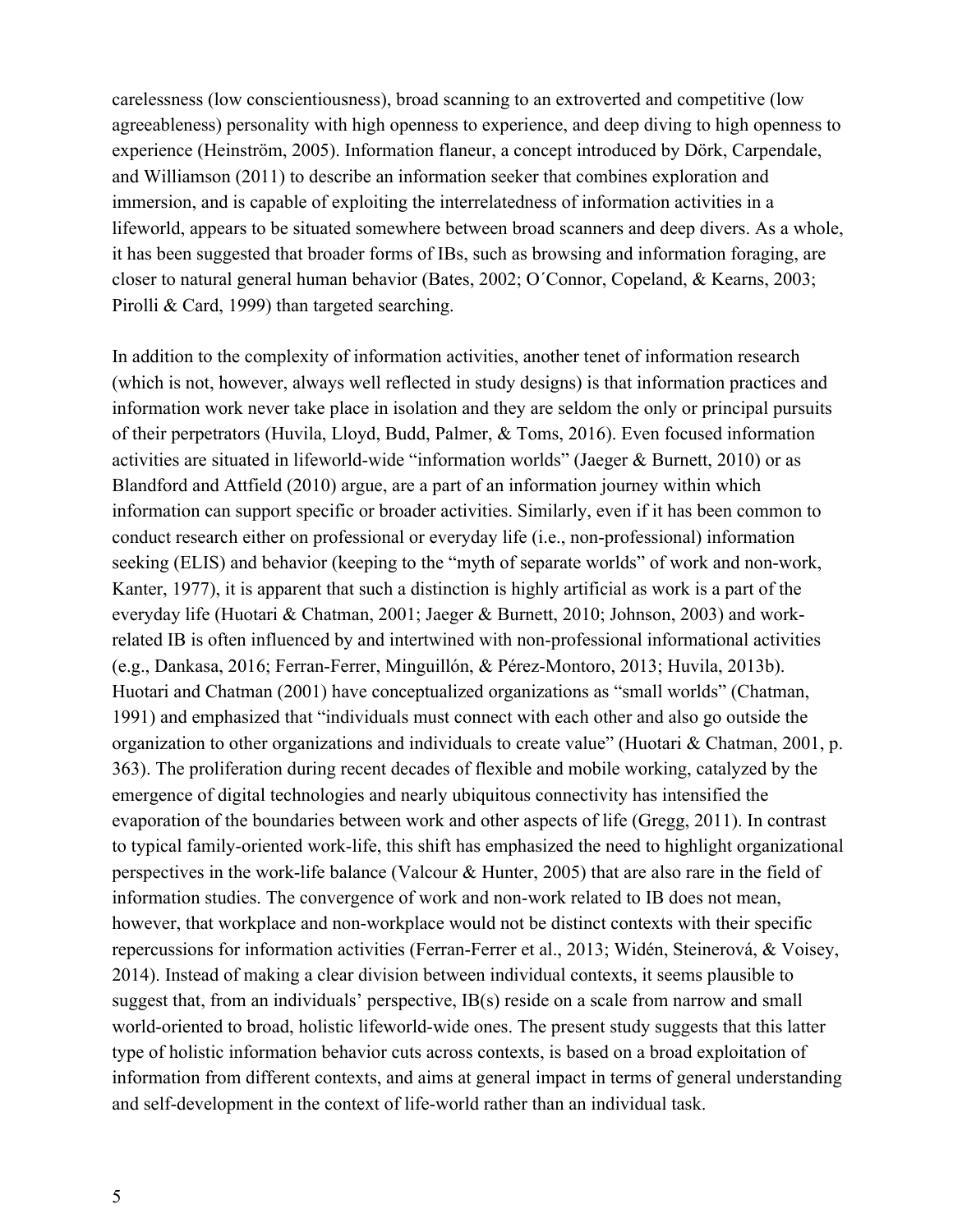carelessness (low conscientiousness), broad scanning to an extroverted and competitive (low agreeableness) personality with high openness to experience, and deep diving to high openness to experience (Heinström, 2005). Information flaneur, a concept introduced by Dörk, Carpendale, and Williamson (2011) to describe an information seeker that combines exploration and immersion, and is capable of exploiting the interrelatedness of information activities in a lifeworld, appears to be situated somewhere between broad scanners and deep divers. As a whole, it has been suggested that broader forms of IBs, such as browsing and information foraging, are closer to natural general human behavior (Bates, 2002; O´Connor, Copeland, & Kearns, 2003; Pirolli & Card, 1999) than targeted searching.

In addition to the complexity of information activities, another tenet of information research (which is not, however, always well reflected in study designs) is that information practices and information work never take place in isolation and they are seldom the only or principal pursuits of their perpetrators (Huvila, Lloyd, Budd, Palmer, & Toms, 2016). Even focused information activities are situated in lifeworld-wide "information worlds" (Jaeger & Burnett, 2010) or as Blandford and Attfield (2010) argue, are a part of an information journey within which information can support specific or broader activities. Similarly, even if it has been common to conduct research either on professional or everyday life (i.e., non-professional) information seeking (ELIS) and behavior (keeping to the "myth of separate worlds" of work and non-work, Kanter, 1977), it is apparent that such a distinction is highly artificial as work is a part of the everyday life (Huotari & Chatman, 2001; Jaeger & Burnett, 2010; Johnson, 2003) and work-related IB is often influenced by and intertwined with non-professional informational activities (e.g., Dankasa, 2016; Ferran-Ferrer, Minguillón, & Pérez-Montoro, 2013; Huvila, 2013b). Huotari and Chatman (2001) have conceptualized organizations as "small worlds" (Chatman, 1991) and emphasized that "individuals must connect with each other and also go outside the organization to other organizations and individuals to create value" (Huotari & Chatman, 2001, p. 363). The proliferation during recent decades of flexible and mobile working, catalyzed by the emergence of digital technologies and nearly ubiquitous connectivity has intensified the evaporation of the boundaries between work and other aspects of life (Gregg, 2011). In contrast to typical family-oriented work-life, this shift has emphasized the need to highlight organizational perspectives in the work-life balance (Valcour & Hunter, 2005) that are also rare in the field of information studies. The convergence of work and non-work related to IB does not mean, however, that workplace and non-workplace would not be distinct contexts with their specific repercussions for information activities (Ferran-Ferrer et al., 2013; Widén, Steinerová, & Voisey, 2014). Instead of making a clear division between individual contexts, it seems plausible to suggest that, from an individuals' perspective, IB(s) reside on a scale from narrow and small world-oriented to broad, holistic lifeworld-wide ones. The present study suggests that this latter type of holistic information behavior cuts across contexts, is based on a broad exploitation of information from different contexts, and aims at general impact in terms of general understanding and self-development in the context of life-world rather than an individual task.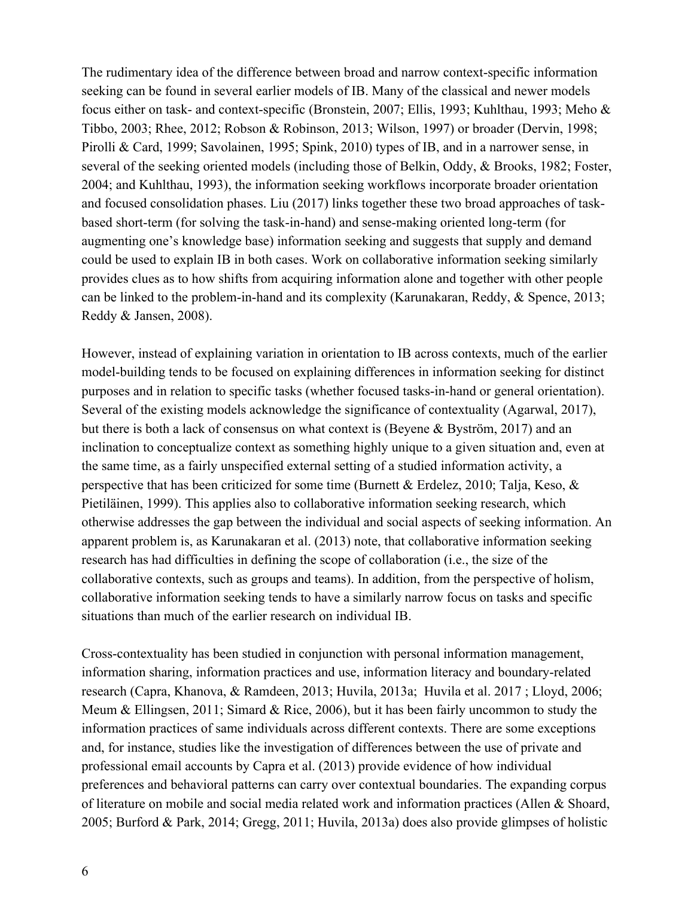The rudimentary idea of the difference between broad and narrow context-specific information seeking can be found in several earlier models of IB. Many of the classical and newer models focus either on task- and context-specific (Bronstein, 2007; Ellis, 1993; Kuhlthau, 1993; Meho & Tibbo, 2003; Rhee, 2012; Robson & Robinson, 2013; Wilson, 1997) or broader (Dervin, 1998; Pirolli & Card, 1999; Savolainen, 1995; Spink, 2010) types of IB, and in a narrower sense, in several of the seeking oriented models (including those of Belkin, Oddy, & Brooks, 1982; Foster, 2004; and Kuhlthau, 1993), the information seeking workflows incorporate broader orientation and focused consolidation phases. Liu (2017) links together these two broad approaches of task-based short-term (for solving the task-in-hand) and sense-making oriented long-term (for augmenting one's knowledge base) information seeking and suggests that supply and demand could be used to explain IB in both cases. Work on collaborative information seeking similarly provides clues as to how shifts from acquiring information alone and together with other people can be linked to the problem-in-hand and its complexity (Karunakaran, Reddy, & Spence, 2013; Reddy & Jansen, 2008).

However, instead of explaining variation in orientation to IB across contexts, much of the earlier model-building tends to be focused on explaining differences in information seeking for distinct purposes and in relation to specific tasks (whether focused tasks-in-hand or general orientation). Several of the existing models acknowledge the significance of contextuality (Agarwal, 2017), but there is both a lack of consensus on what context is (Beyene & Byström, 2017) and an inclination to conceptualize context as something highly unique to a given situation and, even at the same time, as a fairly unspecified external setting of a studied information activity, a perspective that has been criticized for some time (Burnett & Erdelez, 2010; Talja, Keso, & Pietiläinen, 1999). This applies also to collaborative information seeking research, which otherwise addresses the gap between the individual and social aspects of seeking information. An apparent problem is, as Karunakaran et al. (2013) note, that collaborative information seeking research has had difficulties in defining the scope of collaboration (i.e., the size of the collaborative contexts, such as groups and teams). In addition, from the perspective of holism, collaborative information seeking tends to have a similarly narrow focus on tasks and specific situations than much of the earlier research on individual IB.

Cross-contextuality has been studied in conjunction with personal information management, information sharing, information practices and use, information literacy and boundary-related research (Capra, Khanova, & Ramdeen, 2013; Huvila, 2013a; Huvila et al. 2017 ; Lloyd, 2006; Meum & Ellingsen, 2011; Simard & Rice, 2006), but it has been fairly uncommon to study the information practices of same individuals across different contexts. There are some exceptions and, for instance, studies like the investigation of differences between the use of private and professional email accounts by Capra et al. (2013) provide evidence of how individual preferences and behavioral patterns can carry over contextual boundaries. The expanding corpus of literature on mobile and social media related work and information practices (Allen & Shoard, 2005; Burford & Park, 2014; Gregg, 2011; Huvila, 2013a) does also provide glimpses of holistic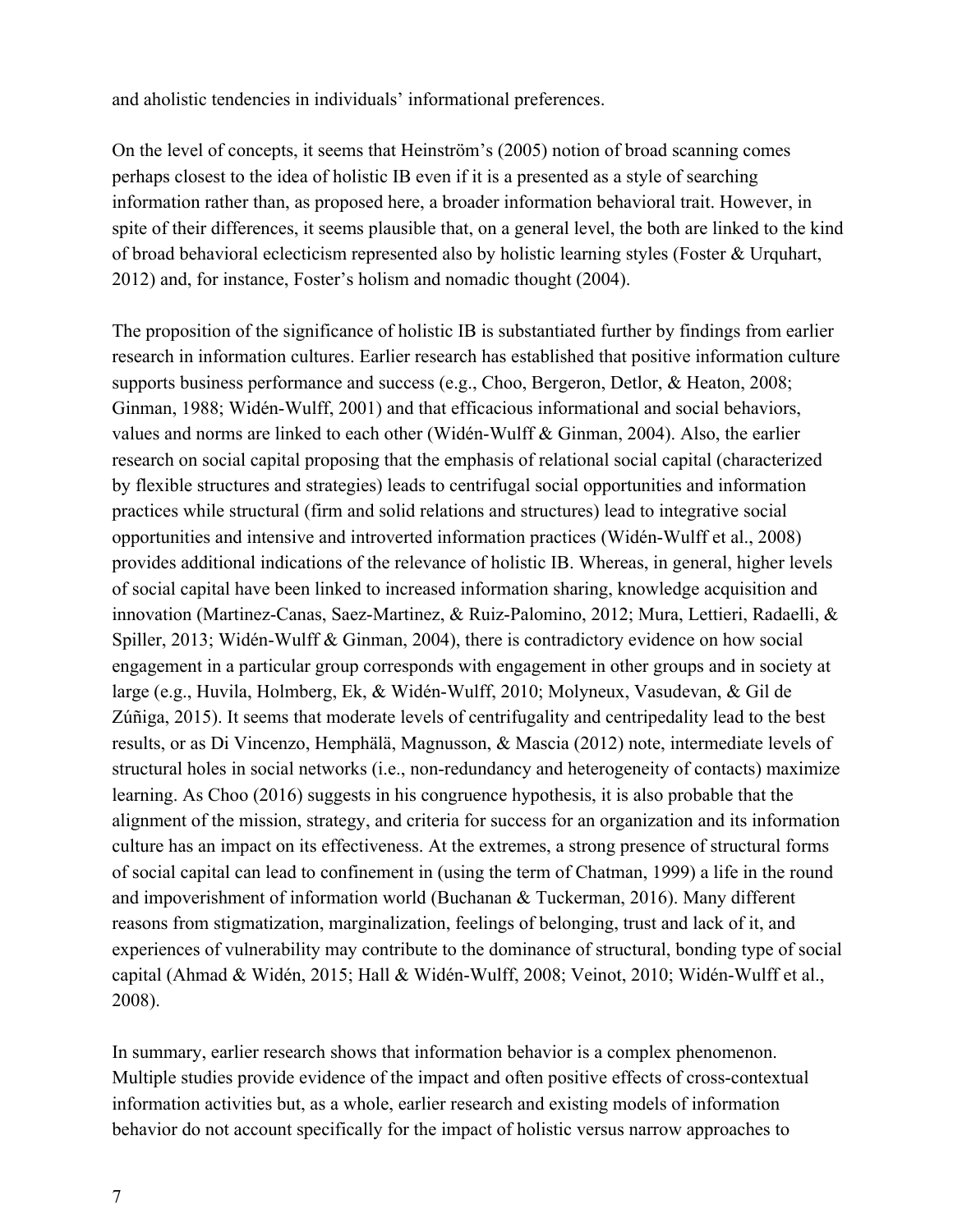and aholistic tendencies in individuals' informational preferences.

On the level of concepts, it seems that Heinström's (2005) notion of broad scanning comes perhaps closest to the idea of holistic IB even if it is a presented as a style of searching information rather than, as proposed here, a broader information behavioral trait. However, in spite of their differences, it seems plausible that, on a general level, the both are linked to the kind of broad behavioral eclecticism represented also by holistic learning styles (Foster & Urquhart, 2012) and, for instance, Foster's holism and nomadic thought (2004).

The proposition of the significance of holistic IB is substantiated further by findings from earlier research in information cultures. Earlier research has established that positive information culture supports business performance and success (e.g., Choo, Bergeron, Detlor, & Heaton, 2008; Ginman, 1988; Widén-Wulff, 2001) and that efficacious informational and social behaviors, values and norms are linked to each other (Widén-Wulff & Ginman, 2004). Also, the earlier research on social capital proposing that the emphasis of relational social capital (characterized by flexible structures and strategies) leads to centrifugal social opportunities and information practices while structural (firm and solid relations and structures) lead to integrative social opportunities and intensive and introverted information practices (Widén-Wulff et al., 2008) provides additional indications of the relevance of holistic IB. Whereas, in general, higher levels of social capital have been linked to increased information sharing, knowledge acquisition and innovation (Martinez-Canas, Saez-Martinez, & Ruiz-Palomino, 2012; Mura, Lettieri, Radaelli, & Spiller, 2013; Widén-Wulff & Ginman, 2004), there is contradictory evidence on how social engagement in a particular group corresponds with engagement in other groups and in society at large (e.g., Huvila, Holmberg, Ek, & Widén-Wulff, 2010; Molyneux, Vasudevan, & Gil de Zúñiga, 2015). It seems that moderate levels of centrifugality and centripedality lead to the best results, or as Di Vincenzo, Hemphälä, Magnusson, & Mascia (2012) note, intermediate levels of structural holes in social networks (i.e., non-redundancy and heterogeneity of contacts) maximize learning. As Choo (2016) suggests in his congruence hypothesis, it is also probable that the alignment of the mission, strategy, and criteria for success for an organization and its information culture has an impact on its effectiveness. At the extremes, a strong presence of structural forms of social capital can lead to confinement in (using the term of Chatman, 1999) a life in the round and impoverishment of information world (Buchanan & Tuckerman, 2016). Many different reasons from stigmatization, marginalization, feelings of belonging, trust and lack of it, and experiences of vulnerability may contribute to the dominance of structural, bonding type of social capital (Ahmad & Widén, 2015; Hall & Widén-Wulff, 2008; Veinot, 2010; Widén-Wulff et al., 2008).

In summary, earlier research shows that information behavior is a complex phenomenon. Multiple studies provide evidence of the impact and often positive effects of cross-contextual information activities but, as a whole, earlier research and existing models of information behavior do not account specifically for the impact of holistic versus narrow approaches to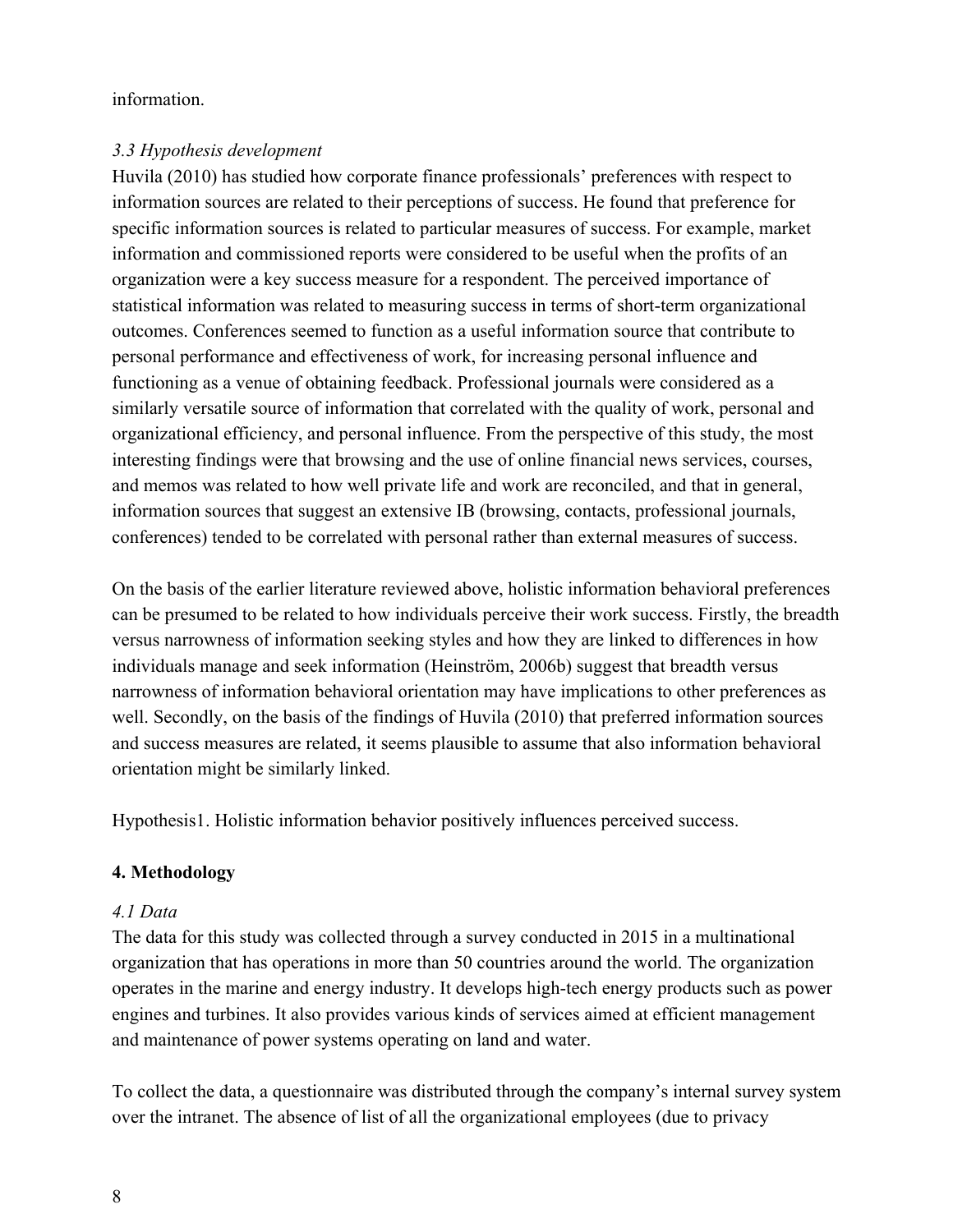information.

### *3.3 Hypothesis development*

Huvila (2010) has studied how corporate finance professionals' preferences with respect to information sources are related to their perceptions of success. He found that preference for specific information sources is related to particular measures of success. For example, market information and commissioned reports were considered to be useful when the profits of an organization were a key success measure for a respondent. The perceived importance of statistical information was related to measuring success in terms of short-term organizational outcomes. Conferences seemed to function as a useful information source that contribute to personal performance and effectiveness of work, for increasing personal influence and functioning as a venue of obtaining feedback. Professional journals were considered as a similarly versatile source of information that correlated with the quality of work, personal and organizational efficiency, and personal influence. From the perspective of this study, the most interesting findings were that browsing and the use of online financial news services, courses, and memos was related to how well private life and work are reconciled, and that in general, information sources that suggest an extensive IB (browsing, contacts, professional journals, conferences) tended to be correlated with personal rather than external measures of success.

On the basis of the earlier literature reviewed above, holistic information behavioral preferences can be presumed to be related to how individuals perceive their work success. Firstly, the breadth versus narrowness of information seeking styles and how they are linked to differences in how individuals manage and seek information (Heinström, 2006b) suggest that breadth versus narrowness of information behavioral orientation may have implications to other preferences as well. Secondly, on the basis of the findings of Huvila (2010) that preferred information sources and success measures are related, it seems plausible to assume that also information behavioral orientation might be similarly linked.

Hypothesis1. Holistic information behavior positively influences perceived success.

## **4. Methodology**

### *4.1 Data*

The data for this study was collected through a survey conducted in 2015 in a multinational organization that has operations in more than 50 countries around the world. The organization operates in the marine and energy industry. It develops high-tech energy products such as power engines and turbines. It also provides various kinds of services aimed at efficient management and maintenance of power systems operating on land and water.

To collect the data, a questionnaire was distributed through the company's internal survey system over the intranet. The absence of list of all the organizational employees (due to privacy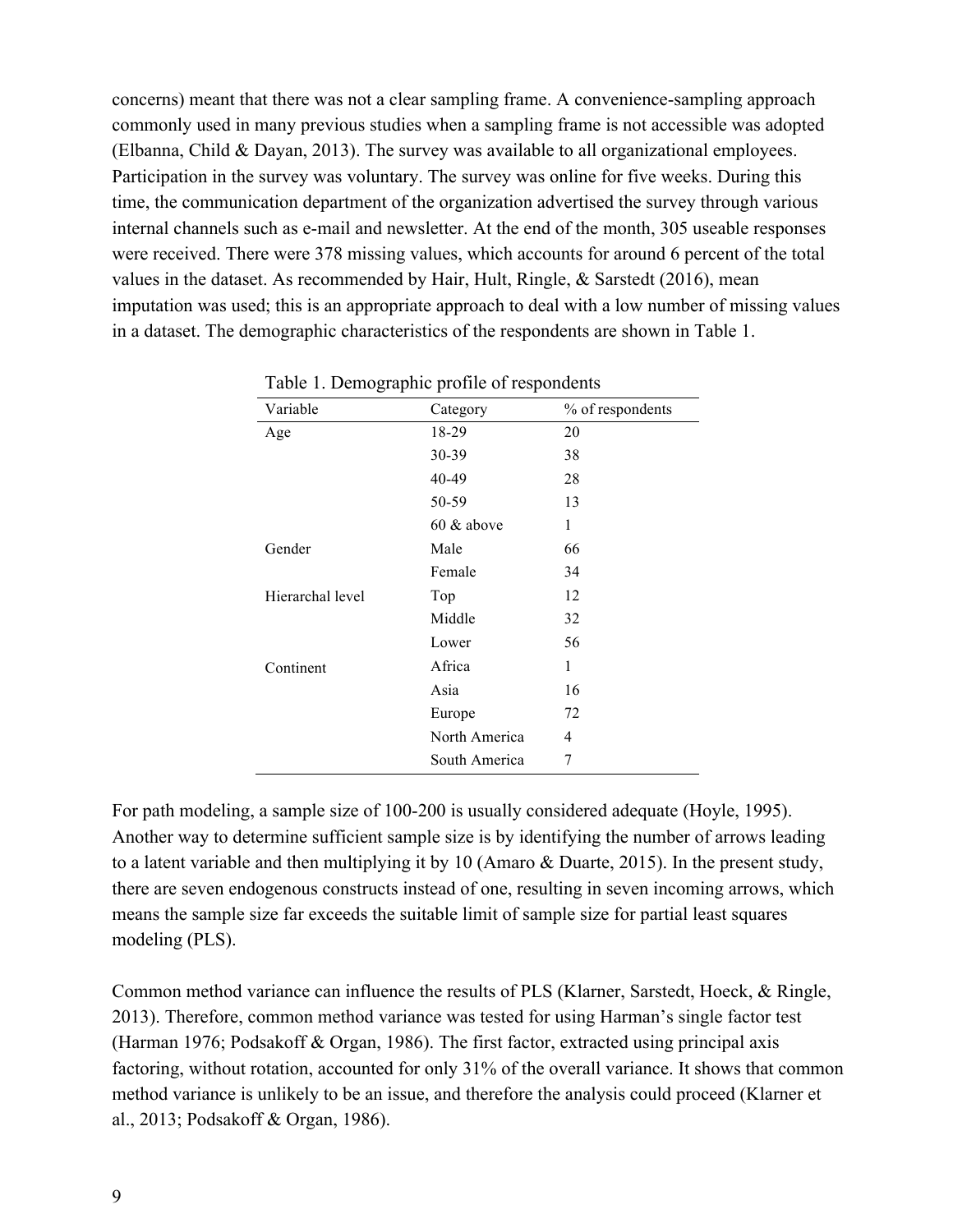concerns) meant that there was not a clear sampling frame. A convenience-sampling approach commonly used in many previous studies when a sampling frame is not accessible was adopted (Elbanna, Child & Dayan, 2013). The survey was available to all organizational employees. Participation in the survey was voluntary. The survey was online for five weeks. During this time, the communication department of the organization advertised the survey through various internal channels such as e-mail and newsletter. At the end of the month, 305 useable responses were received. There were 378 missing values, which accounts for around 6 percent of the total values in the dataset. As recommended by Hair, Hult, Ringle, & Sarstedt (2016), mean imputation was used; this is an appropriate approach to deal with a low number of missing values in a dataset. The demographic characteristics of the respondents are shown in Table 1.

Table 1. Demographic profile of respondents

| Variable | Category | % of respondents |
|---|---|---|
| Age | 18-29 | 20 |
| | 30-39 | 38 |
| | 40-49 | 28 |
| | 50-59 | 13 |
| | 60 & above | 1 |
| Gender | Male | 66 |
| | Female | 34 |
| Hierarchal level | Top | 12 |
| | Middle | 32 |
| | Lower | 56 |
| Continent | Africa | 1 |
| | Asia | 16 |
| | Europe | 72 |
| | North America | 4 |
| | South America | 7 |

For path modeling, a sample size of 100-200 is usually considered adequate (Hoyle, 1995). Another way to determine sufficient sample size is by identifying the number of arrows leading to a latent variable and then multiplying it by 10 (Amaro & Duarte, 2015). In the present study, there are seven endogenous constructs instead of one, resulting in seven incoming arrows, which means the sample size far exceeds the suitable limit of sample size for partial least squares modeling (PLS).

Common method variance can influence the results of PLS (Klarner, Sarstedt, Hoeck, & Ringle, 2013). Therefore, common method variance was tested for using Harman's single factor test (Harman 1976; Podsakoff & Organ, 1986). The first factor, extracted using principal axis factoring, without rotation, accounted for only 31% of the overall variance. It shows that common method variance is unlikely to be an issue, and therefore the analysis could proceed (Klarner et al., 2013; Podsakoff & Organ, 1986).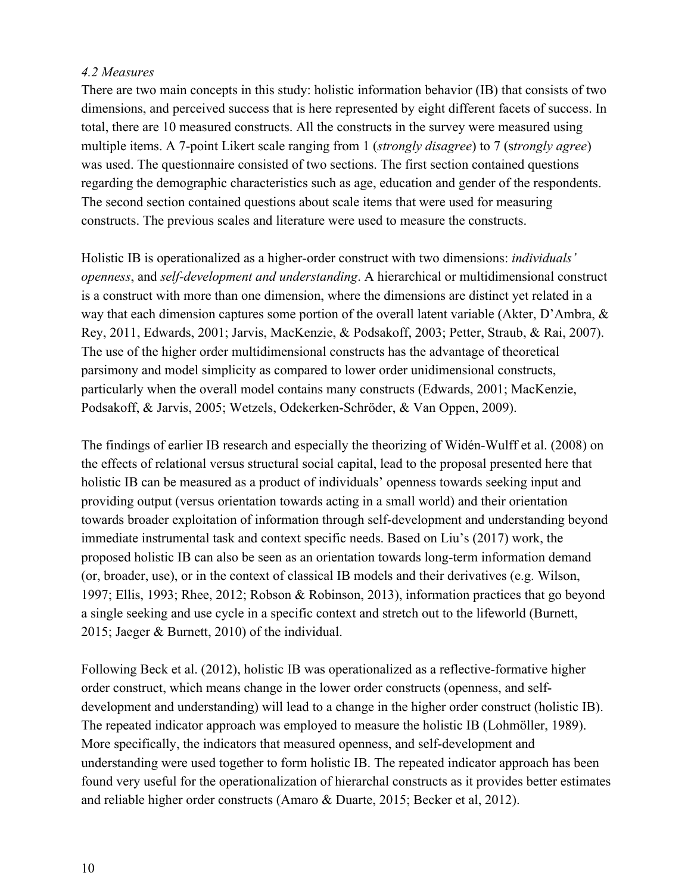### *4.2 Measures*

There are two main concepts in this study: holistic information behavior (IB) that consists of two dimensions, and perceived success that is here represented by eight different facets of success. In total, there are 10 measured constructs. All the constructs in the survey were measured using multiple items. A 7-point Likert scale ranging from 1 (*strongly disagree*) to 7 (s*trongly agree*) was used. The questionnaire consisted of two sections. The first section contained questions regarding the demographic characteristics such as age, education and gender of the respondents. The second section contained questions about scale items that were used for measuring constructs. The previous scales and literature were used to measure the constructs.

Holistic IB is operationalized as a higher-order construct with two dimensions: *individuals' openness*, and *self-development and understanding*. A hierarchical or multidimensional construct is a construct with more than one dimension, where the dimensions are distinct yet related in a way that each dimension captures some portion of the overall latent variable (Akter, D'Ambra, & Rey, 2011, Edwards, 2001; Jarvis, MacKenzie, & Podsakoff, 2003; Petter, Straub, & Rai, 2007). The use of the higher order multidimensional constructs has the advantage of theoretical parsimony and model simplicity as compared to lower order unidimensional constructs, particularly when the overall model contains many constructs (Edwards, 2001; MacKenzie, Podsakoff, & Jarvis, 2005; Wetzels, Odekerken-Schröder, & Van Oppen, 2009).

The findings of earlier IB research and especially the theorizing of Widén-Wulff et al. (2008) on the effects of relational versus structural social capital, lead to the proposal presented here that holistic IB can be measured as a product of individuals' openness towards seeking input and providing output (versus orientation towards acting in a small world) and their orientation towards broader exploitation of information through self-development and understanding beyond immediate instrumental task and context specific needs. Based on Liu's (2017) work, the proposed holistic IB can also be seen as an orientation towards long-term information demand (or, broader, use), or in the context of classical IB models and their derivatives (e.g. Wilson, 1997; Ellis, 1993; Rhee, 2012; Robson & Robinson, 2013), information practices that go beyond a single seeking and use cycle in a specific context and stretch out to the lifeworld (Burnett, 2015; Jaeger & Burnett, 2010) of the individual.

Following Beck et al. (2012), holistic IB was operationalized as a reflective-formative higher order construct, which means change in the lower order constructs (openness, and self-development and understanding) will lead to a change in the higher order construct (holistic IB). The repeated indicator approach was employed to measure the holistic IB (Lohmöller, 1989). More specifically, the indicators that measured openness, and self-development and understanding were used together to form holistic IB. The repeated indicator approach has been found very useful for the operationalization of hierarchal constructs as it provides better estimates and reliable higher order constructs (Amaro & Duarte, 2015; Becker et al, 2012).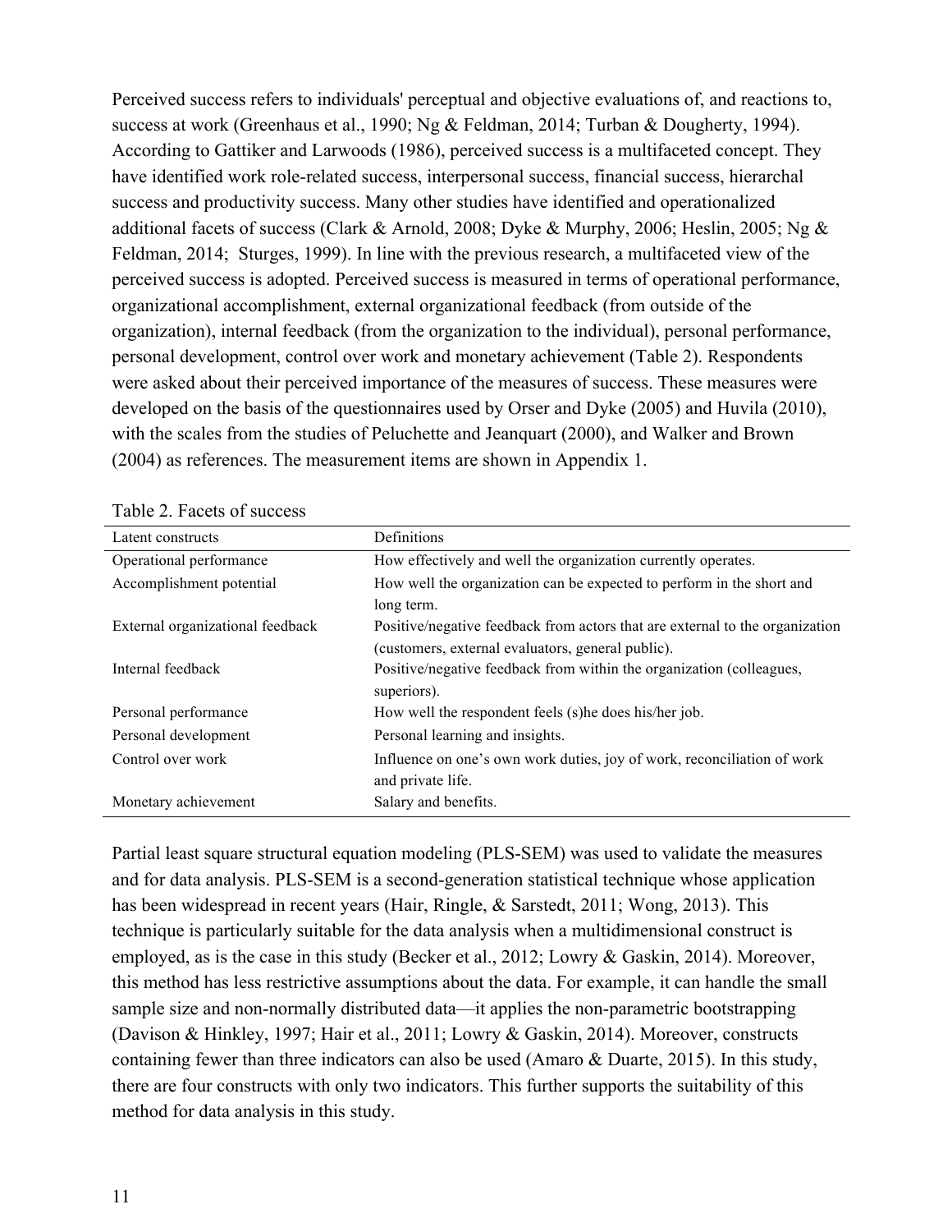Perceived success refers to individuals' perceptual and objective evaluations of, and reactions to, success at work (Greenhaus et al., 1990; Ng & Feldman, 2014; Turban & Dougherty, 1994). According to Gattiker and Larwoods (1986), perceived success is a multifaceted concept. They have identified work role-related success, interpersonal success, financial success, hierarchal success and productivity success. Many other studies have identified and operationalized additional facets of success (Clark & Arnold, 2008; Dyke & Murphy, 2006; Heslin, 2005; Ng & Feldman, 2014; Sturges, 1999). In line with the previous research, a multifaceted view of the perceived success is adopted. Perceived success is measured in terms of operational performance, organizational accomplishment, external organizational feedback (from outside of the organization), internal feedback (from the organization to the individual), personal performance, personal development, control over work and monetary achievement (Table 2). Respondents were asked about their perceived importance of the measures of success. These measures were developed on the basis of the questionnaires used by Orser and Dyke (2005) and Huvila (2010), with the scales from the studies of Peluchette and Jeanquart (2000), and Walker and Brown (2004) as references. The measurement items are shown in Appendix 1.

Table 2. Facets of success

| Latent constructs | Definitions |
| --- | --- |
| Operational performance | How effectively and well the organization currently operates. |
| Accomplishment potential | How well the organization can be expected to perform in the short and long term. |
| External organizational feedback | Positive/negative feedback from actors that are external to the organization (customers, external evaluators, general public). |
| Internal feedback | Positive/negative feedback from within the organization (colleagues, superiors). |
| Personal performance | How well the respondent feels (s)he does his/her job. |
| Personal development | Personal learning and insights. |
| Control over work | Influence on one's own work duties, joy of work, reconciliation of work and private life. |
| Monetary achievement | Salary and benefits. |

Partial least square structural equation modeling (PLS-SEM) was used to validate the measures and for data analysis. PLS-SEM is a second-generation statistical technique whose application has been widespread in recent years (Hair, Ringle, & Sarstedt, 2011; Wong, 2013). This technique is particularly suitable for the data analysis when a multidimensional construct is employed, as is the case in this study (Becker et al., 2012; Lowry & Gaskin, 2014). Moreover, this method has less restrictive assumptions about the data. For example, it can handle the small sample size and non-normally distributed data—it applies the non-parametric bootstrapping (Davison & Hinkley, 1997; Hair et al., 2011; Lowry & Gaskin, 2014). Moreover, constructs containing fewer than three indicators can also be used (Amaro & Duarte, 2015). In this study, there are four constructs with only two indicators. This further supports the suitability of this method for data analysis in this study.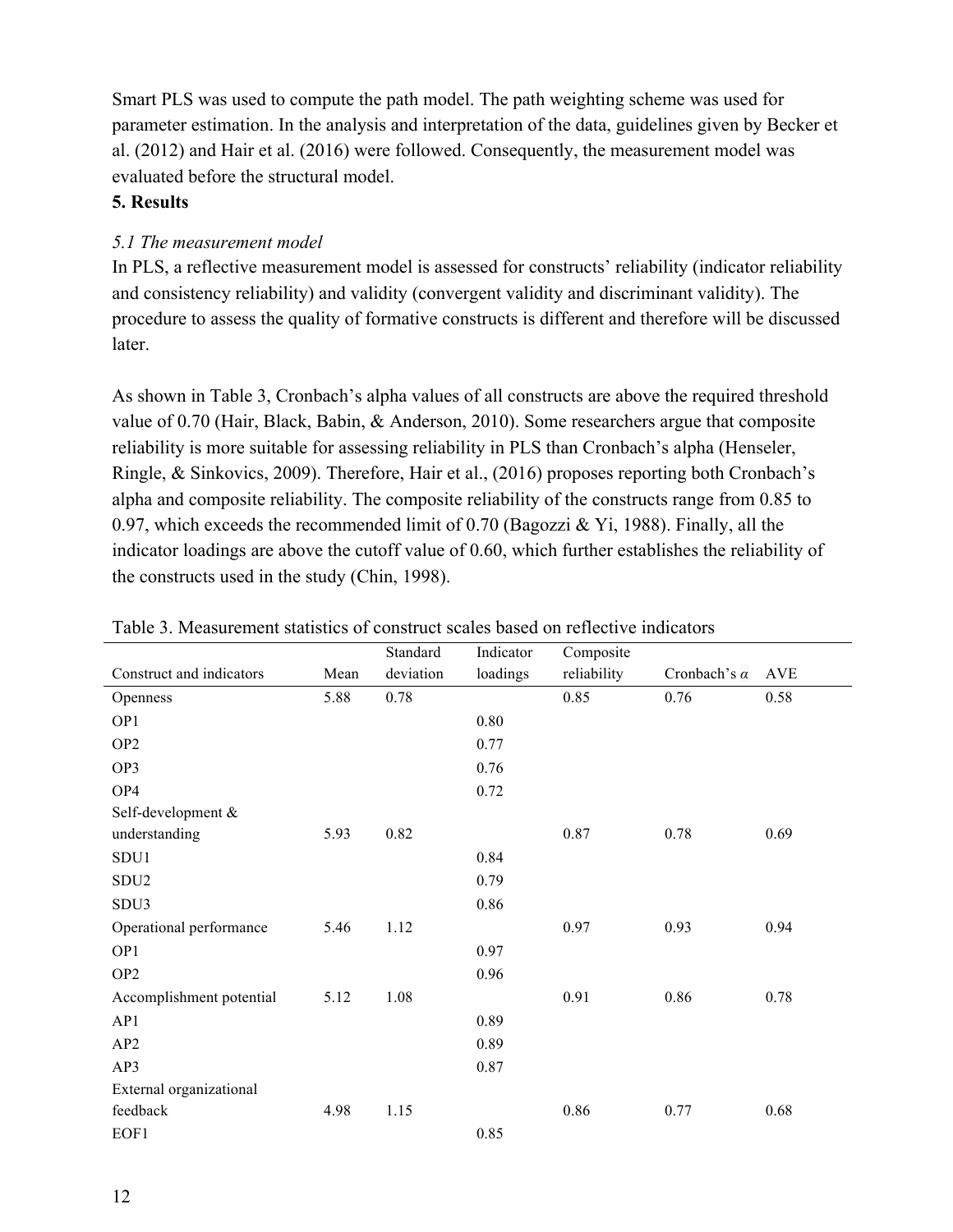Smart PLS was used to compute the path model. The path weighting scheme was used for parameter estimation. In the analysis and interpretation of the data, guidelines given by Becker et al. (2012) and Hair et al. (2016) were followed. Consequently, the measurement model was evaluated before the structural model.

## 5. Results

### *5.1 The measurement model*

In PLS, a reflective measurement model is assessed for constructs' reliability (indicator reliability and consistency reliability) and validity (convergent validity and discriminant validity). The procedure to assess the quality of formative constructs is different and therefore will be discussed later.

As shown in Table 3, Cronbach's alpha values of all constructs are above the required threshold value of 0.70 (Hair, Black, Babin, & Anderson, 2010). Some researchers argue that composite reliability is more suitable for assessing reliability in PLS than Cronbach's alpha (Henseler, Ringle, & Sinkovics, 2009). Therefore, Hair et al., (2016) proposes reporting both Cronbach's alpha and composite reliability. The composite reliability of the constructs range from 0.85 to 0.97, which exceeds the recommended limit of 0.70 (Bagozzi & Yi, 1988). Finally, all the indicator loadings are above the cutoff value of 0.60, which further establishes the reliability of the constructs used in the study (Chin, 1998).

Table 3. Measurement statistics of construct scales based on reflective indicators

| Construct and indicators | Mean | Standard deviation | Indicator loadings | Composite reliability | Cronbach's $\alpha$ | AVE |
|---|---|---|---|---|---|---|
| Openness | 5.88 | 0.78 | | 0.85 | 0.76 | 0.58 |
| OP1 | | | 0.80 | | | |
| OP2 | | | 0.77 | | | |
| OP3 | | | 0.76 | | | |
| OP4 | | | 0.72 | | | |
| Self-development & understanding | 5.93 | 0.82 | | 0.87 | 0.78 | 0.69 |
| SDU1 | | | 0.84 | | | |
| SDU2 | | | 0.79 | | | |
| SDU3 | | | 0.86 | | | |
| Operational performance | 5.46 | 1.12 | | 0.97 | 0.93 | 0.94 |
| OP1 | | | 0.97 | | | |
| OP2 | | | 0.96 | | | |
| Accomplishment potential | 5.12 | 1.08 | | 0.91 | 0.86 | 0.78 |
| AP1 | | | 0.89 | | | |
| AP2 | | | 0.89 | | | |
| AP3 | | | 0.87 | | | |
| External organizational feedback | 4.98 | 1.15 | | 0.86 | 0.77 | 0.68 |
| EOF1 | | | 0.85 | | | |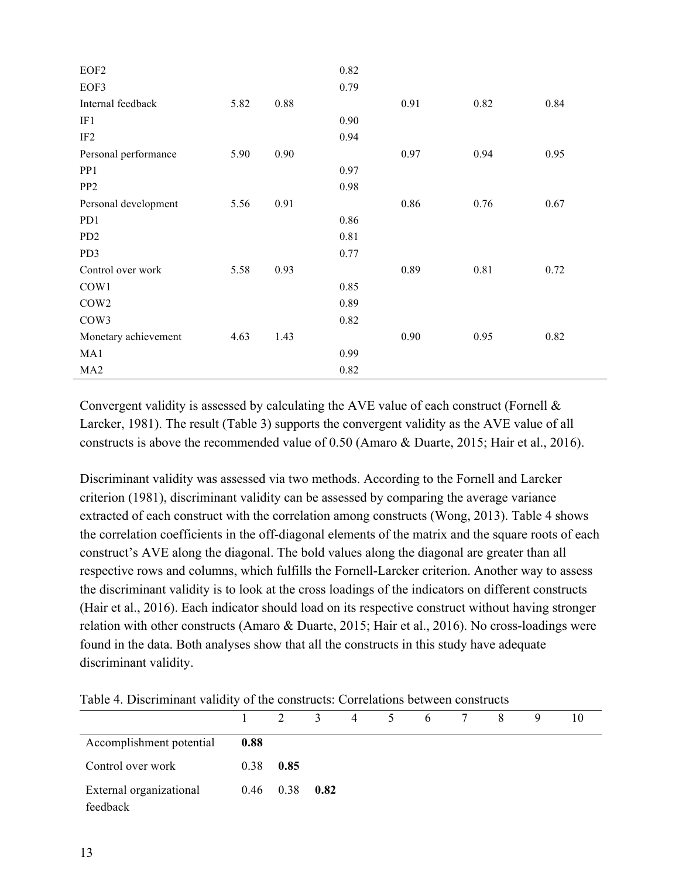| | | | | | | |
|---|---|---|---|---|---|---|
| EOF2 | | | 0.82 | | | |
| EOF3 | | | 0.79 | | | |
| Internal feedback | 5.82 | 0.88 | | 0.91 | 0.82 | 0.84 |
| IF1 | | | 0.90 | | | |
| IF2 | | | 0.94 | | | |
| Personal performance | 5.90 | 0.90 | | 0.97 | 0.94 | 0.95 |
| PP1 | | | 0.97 | | | |
| PP2 | | | 0.98 | | | |
| Personal development | 5.56 | 0.91 | | 0.86 | 0.76 | 0.67 |
| PD1 | | | 0.86 | | | |
| PD2 | | | 0.81 | | | |
| PD3 | | | 0.77 | | | |
| Control over work | 5.58 | 0.93 | | 0.89 | 0.81 | 0.72 |
| COW1 | | | 0.85 | | | |
| COW2 | | | 0.89 | | | |
| COW3 | | | 0.82 | | | |
| Monetary achievement | 4.63 | 1.43 | | 0.90 | 0.95 | 0.82 |
| MA1 | | | 0.99 | | | |
| MA2 | | | 0.82 | | | |

Convergent validity is assessed by calculating the AVE value of each construct (Fornell & Larcker, 1981). The result (Table 3) supports the convergent validity as the AVE value of all constructs is above the recommended value of 0.50 (Amaro & Duarte, 2015; Hair et al., 2016).

Discriminant validity was assessed via two methods. According to the Fornell and Larcker criterion (1981), discriminant validity can be assessed by comparing the average variance extracted of each construct with the correlation among constructs (Wong, 2013). Table 4 shows the correlation coefficients in the off-diagonal elements of the matrix and the square roots of each construct's AVE along the diagonal. The bold values along the diagonal are greater than all respective rows and columns, which fulfills the Fornell-Larcker criterion. Another way to assess the discriminant validity is to look at the cross loadings of the indicators on different constructs (Hair et al., 2016). Each indicator should load on its respective construct without having stronger relation with other constructs (Amaro & Duarte, 2015; Hair et al., 2016). No cross-loadings were found in the data. Both analyses show that all the constructs in this study have adequate discriminant validity.

Table 4. Discriminant validity of the constructs: Correlations between constructs

| | 1 | 2 | 3 | 4 | 5 | 6 | 7 | 8 | 9 | 10 |
|---|---|---|---|---|---|---|---|---|---|---|
| Accomplishment potential | **0.88** | | | | | | | | | |
| Control over work | 0.38 | **0.85** | | | | | | | | |
| External organizational feedback | 0.46 | 0.38 | **0.82** | | | | | | | |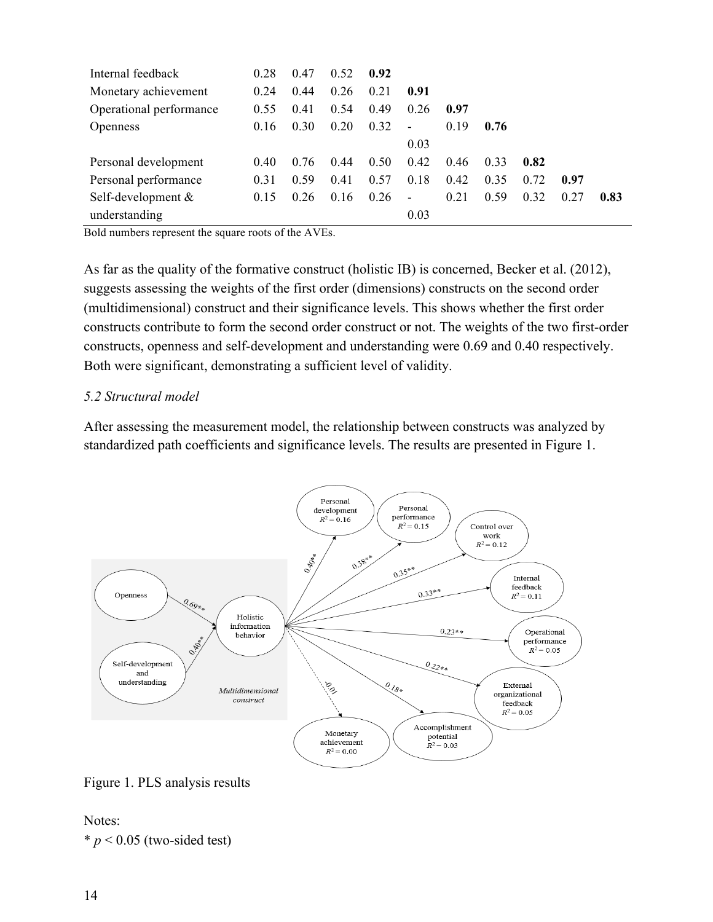| | | | | | | | | | | |
|---|---|---|---|---|---|---|---|---|---|---|
| Internal feedback | 0.28 | 0.47 | 0.52 | **0.92** | | | | | | |
| Monetary achievement | 0.24 | 0.44 | 0.26 | 0.21 | **0.91** | | | | | |
| Operational performance | 0.55 | 0.41 | 0.54 | 0.49 | 0.26 | **0.97** | | | | |
| Openness | 0.16 | 0.30 | 0.20 | 0.32 | -0.03 | 0.19 | **0.76** | | | |
| Personal development | 0.40 | 0.76 | 0.44 | 0.50 | 0.42 | 0.46 | 0.33 | **0.82** | | |
| Personal performance | 0.31 | 0.59 | 0.41 | 0.57 | 0.18 | 0.42 | 0.35 | 0.72 | **0.97** | |
| Self-development & understanding | 0.15 | 0.26 | 0.16 | 0.26 | -0.03 | 0.21 | 0.59 | 0.32 | 0.27 | **0.83** |

Bold numbers represent the square roots of the AVEs.

As far as the quality of the formative construct (holistic IB) is concerned, Becker et al. (2012), suggests assessing the weights of the first order (dimensions) constructs on the second order (multidimensional) construct and their significance levels. This shows whether the first order constructs contribute to form the second order construct or not. The weights of the two first-order constructs, openness and self-development and understanding were 0.69 and 0.40 respectively. Both were significant, demonstrating a sufficient level of validity.

### *5.2 Structural model*

After assessing the measurement model, the relationship between constructs was analyzed by standardized path coefficients and significance levels. The results are presented in Figure 1.

Figure 1. PLS analysis results

Notes:

* $p < 0.05$ (two-sided test)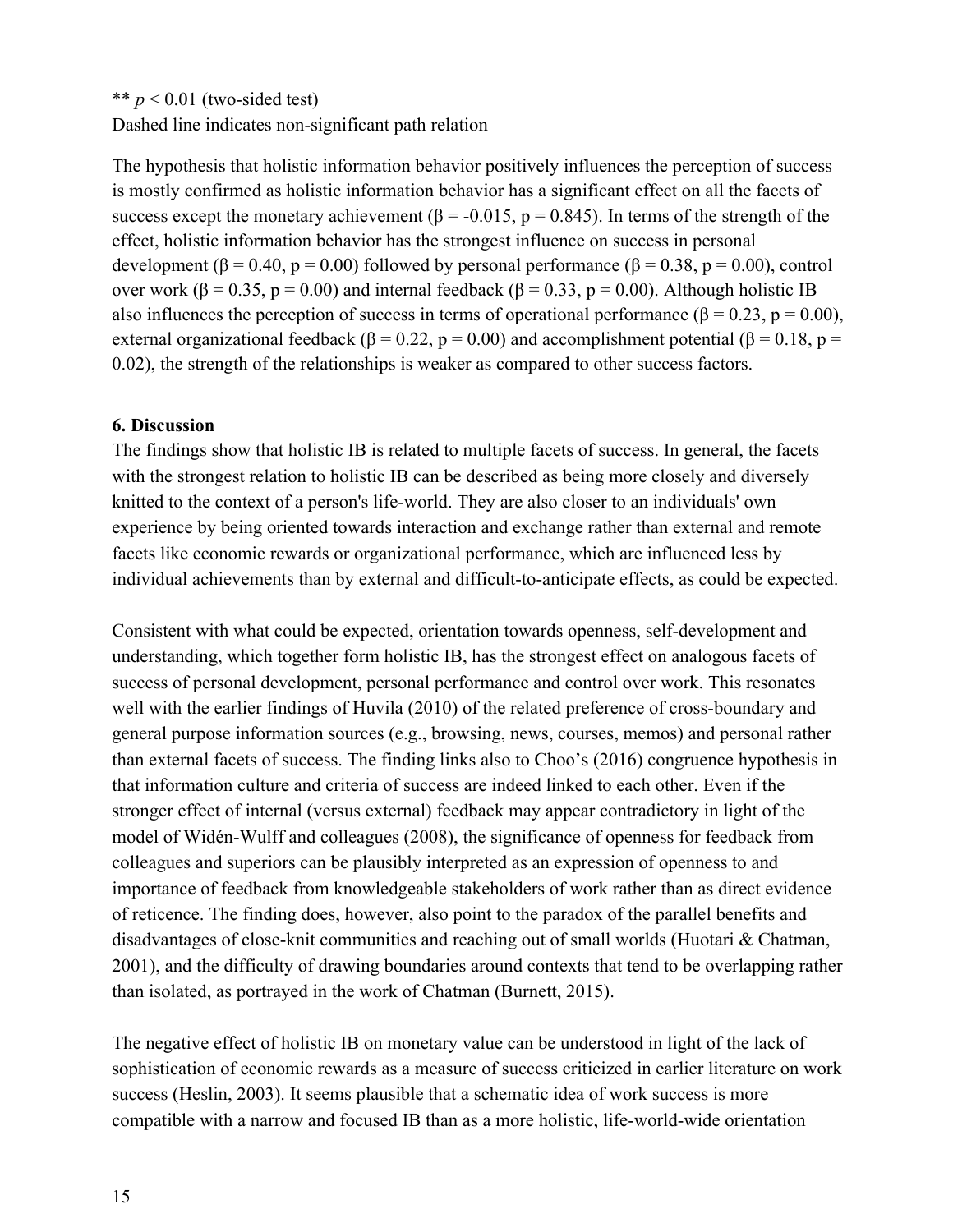** $p < 0.01$ (two-sided test)
Dashed line indicates non-significant path relation

The hypothesis that holistic information behavior positively influences the perception of success is mostly confirmed as holistic information behavior has a significant effect on all the facets of success except the monetary achievement ($\beta = -0.015$, $p = 0.845$). In terms of the strength of the effect, holistic information behavior has the strongest influence on success in personal development ($\beta = 0.40$, $p = 0.00$) followed by personal performance ($\beta = 0.38$, $p = 0.00$), control over work ($\beta = 0.35$, $p = 0.00$) and internal feedback ($\beta = 0.33$, $p = 0.00$). Although holistic IB also influences the perception of success in terms of operational performance ($\beta = 0.23$, $p = 0.00$), external organizational feedback ($\beta = 0.22$, $p = 0.00$) and accomplishment potential ($\beta = 0.18$, $p = 0.02$), the strength of the relationships is weaker as compared to other success factors.

## 6. Discussion

The findings show that holistic IB is related to multiple facets of success. In general, the facets with the strongest relation to holistic IB can be described as being more closely and diversely knitted to the context of a person's life-world. They are also closer to an individuals' own experience by being oriented towards interaction and exchange rather than external and remote facets like economic rewards or organizational performance, which are influenced less by individual achievements than by external and difficult-to-anticipate effects, as could be expected.

Consistent with what could be expected, orientation towards openness, self-development and understanding, which together form holistic IB, has the strongest effect on analogous facets of success of personal development, personal performance and control over work. This resonates well with the earlier findings of Huvila (2010) of the related preference of cross-boundary and general purpose information sources (e.g., browsing, news, courses, memos) and personal rather than external facets of success. The finding links also to Choo's (2016) congruence hypothesis in that information culture and criteria of success are indeed linked to each other. Even if the stronger effect of internal (versus external) feedback may appear contradictory in light of the model of Widén-Wulff and colleagues (2008), the significance of openness for feedback from colleagues and superiors can be plausibly interpreted as an expression of openness to and importance of feedback from knowledgeable stakeholders of work rather than as direct evidence of reticence. The finding does, however, also point to the paradox of the parallel benefits and disadvantages of close-knit communities and reaching out of small worlds (Huotari & Chatman, 2001), and the difficulty of drawing boundaries around contexts that tend to be overlapping rather than isolated, as portrayed in the work of Chatman (Burnett, 2015).

The negative effect of holistic IB on monetary value can be understood in light of the lack of sophistication of economic rewards as a measure of success criticized in earlier literature on work success (Heslin, 2003). It seems plausible that a schematic idea of work success is more compatible with a narrow and focused IB than as a more holistic, life-world-wide orientation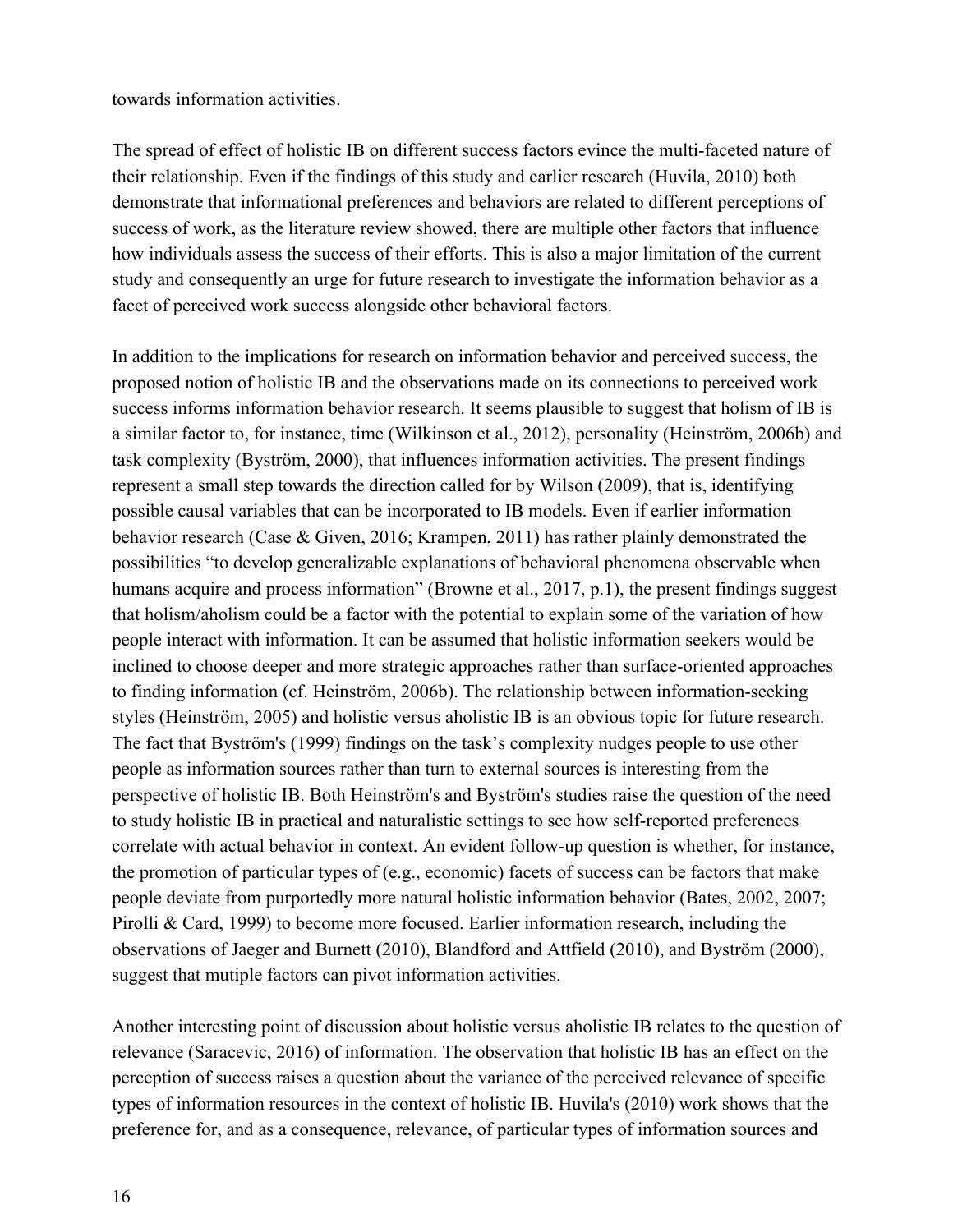towards information activities.

The spread of effect of holistic IB on different success factors evince the multi-faceted nature of their relationship. Even if the findings of this study and earlier research (Huvila, 2010) both demonstrate that informational preferences and behaviors are related to different perceptions of success of work, as the literature review showed, there are multiple other factors that influence how individuals assess the success of their efforts. This is also a major limitation of the current study and consequently an urge for future research to investigate the information behavior as a facet of perceived work success alongside other behavioral factors.

In addition to the implications for research on information behavior and perceived success, the proposed notion of holistic IB and the observations made on its connections to perceived work success informs information behavior research. It seems plausible to suggest that holism of IB is a similar factor to, for instance, time (Wilkinson et al., 2012), personality (Heinström, 2006b) and task complexity (Byström, 2000), that influences information activities. The present findings represent a small step towards the direction called for by Wilson (2009), that is, identifying possible causal variables that can be incorporated to IB models. Even if earlier information behavior research (Case & Given, 2016; Krampen, 2011) has rather plainly demonstrated the possibilities "to develop generalizable explanations of behavioral phenomena observable when humans acquire and process information" (Browne et al., 2017, p.1), the present findings suggest that holism/aholism could be a factor with the potential to explain some of the variation of how people interact with information. It can be assumed that holistic information seekers would be inclined to choose deeper and more strategic approaches rather than surface-oriented approaches to finding information (cf. Heinström, 2006b). The relationship between information-seeking styles (Heinström, 2005) and holistic versus aholistic IB is an obvious topic for future research. The fact that Byström's (1999) findings on the task's complexity nudges people to use other people as information sources rather than turn to external sources is interesting from the perspective of holistic IB. Both Heinström's and Byström's studies raise the question of the need to study holistic IB in practical and naturalistic settings to see how self-reported preferences correlate with actual behavior in context. An evident follow-up question is whether, for instance, the promotion of particular types of (e.g., economic) facets of success can be factors that make people deviate from purportedly more natural holistic information behavior (Bates, 2002, 2007; Pirolli & Card, 1999) to become more focused. Earlier information research, including the observations of Jaeger and Burnett (2010), Blandford and Attfield (2010), and Byström (2000), suggest that mutiple factors can pivot information activities.

Another interesting point of discussion about holistic versus aholistic IB relates to the question of relevance (Saracevic, 2016) of information. The observation that holistic IB has an effect on the perception of success raises a question about the variance of the perceived relevance of specific types of information resources in the context of holistic IB. Huvila's (2010) work shows that the preference for, and as a consequence, relevance, of particular types of information sources and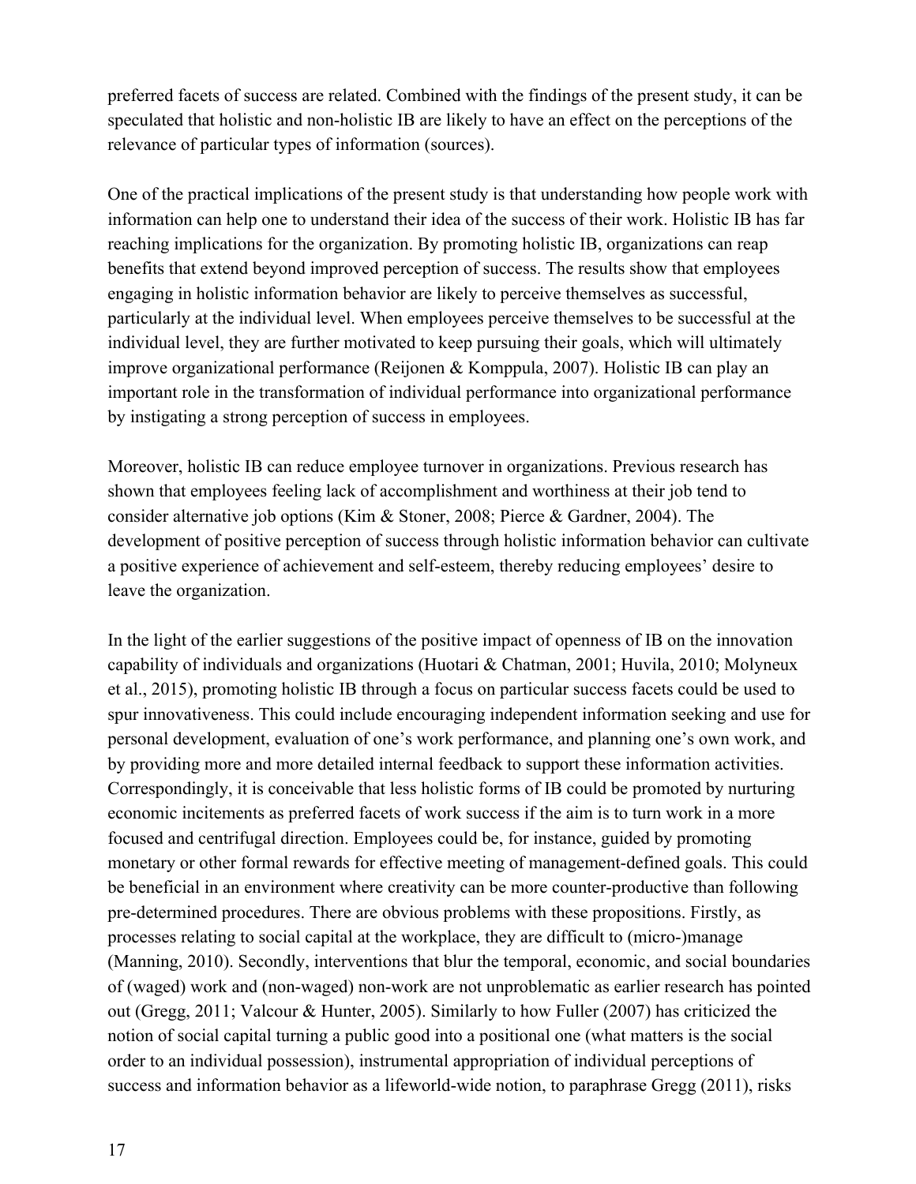preferred facets of success are related. Combined with the findings of the present study, it can be speculated that holistic and non-holistic IB are likely to have an effect on the perceptions of the relevance of particular types of information (sources).

One of the practical implications of the present study is that understanding how people work with information can help one to understand their idea of the success of their work. Holistic IB has far reaching implications for the organization. By promoting holistic IB, organizations can reap benefits that extend beyond improved perception of success. The results show that employees engaging in holistic information behavior are likely to perceive themselves as successful, particularly at the individual level. When employees perceive themselves to be successful at the individual level, they are further motivated to keep pursuing their goals, which will ultimately improve organizational performance (Reijonen & Komppula, 2007). Holistic IB can play an important role in the transformation of individual performance into organizational performance by instigating a strong perception of success in employees.

Moreover, holistic IB can reduce employee turnover in organizations. Previous research has shown that employees feeling lack of accomplishment and worthiness at their job tend to consider alternative job options (Kim & Stoner, 2008; Pierce & Gardner, 2004). The development of positive perception of success through holistic information behavior can cultivate a positive experience of achievement and self-esteem, thereby reducing employees' desire to leave the organization.

In the light of the earlier suggestions of the positive impact of openness of IB on the innovation capability of individuals and organizations (Huotari & Chatman, 2001; Huvila, 2010; Molyneux et al., 2015), promoting holistic IB through a focus on particular success facets could be used to spur innovativeness. This could include encouraging independent information seeking and use for personal development, evaluation of one's work performance, and planning one's own work, and by providing more and more detailed internal feedback to support these information activities. Correspondingly, it is conceivable that less holistic forms of IB could be promoted by nurturing economic incitements as preferred facets of work success if the aim is to turn work in a more focused and centrifugal direction. Employees could be, for instance, guided by promoting monetary or other formal rewards for effective meeting of management-defined goals. This could be beneficial in an environment where creativity can be more counter-productive than following pre-determined procedures. There are obvious problems with these propositions. Firstly, as processes relating to social capital at the workplace, they are difficult to (micro-)manage (Manning, 2010). Secondly, interventions that blur the temporal, economic, and social boundaries of (waged) work and (non-waged) non-work are not unproblematic as earlier research has pointed out (Gregg, 2011; Valcour & Hunter, 2005). Similarly to how Fuller (2007) has criticized the notion of social capital turning a public good into a positional one (what matters is the social order to an individual possession), instrumental appropriation of individual perceptions of success and information behavior as a lifeworld-wide notion, to paraphrase Gregg (2011), risks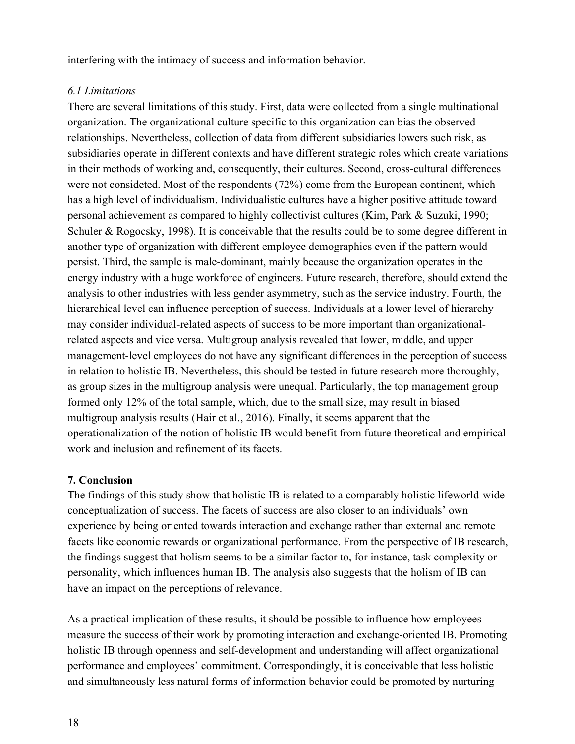interfering with the intimacy of success and information behavior.

### *6.1 Limitations*

There are several limitations of this study. First, data were collected from a single multinational organization. The organizational culture specific to this organization can bias the observed relationships. Nevertheless, collection of data from different subsidiaries lowers such risk, as subsidiaries operate in different contexts and have different strategic roles which create variations in their methods of working and, consequently, their cultures. Second, cross-cultural differences were not consideted. Most of the respondents (72%) come from the European continent, which has a high level of individualism. Individualistic cultures have a higher positive attitude toward personal achievement as compared to highly collectivist cultures (Kim, Park & Suzuki, 1990; Schuler & Rogocsky, 1998). It is conceivable that the results could be to some degree different in another type of organization with different employee demographics even if the pattern would persist. Third, the sample is male-dominant, mainly because the organization operates in the energy industry with a huge workforce of engineers. Future research, therefore, should extend the analysis to other industries with less gender asymmetry, such as the service industry. Fourth, the hierarchical level can influence perception of success. Individuals at a lower level of hierarchy may consider individual-related aspects of success to be more important than organizational-related aspects and vice versa. Multigroup analysis revealed that lower, middle, and upper management-level employees do not have any significant differences in the perception of success in relation to holistic IB. Nevertheless, this should be tested in future research more thoroughly, as group sizes in the multigroup analysis were unequal. Particularly, the top management group formed only 12% of the total sample, which, due to the small size, may result in biased multigroup analysis results (Hair et al., 2016). Finally, it seems apparent that the operationalization of the notion of holistic IB would benefit from future theoretical and empirical work and inclusion and refinement of its facets.

## **7. Conclusion**

The findings of this study show that holistic IB is related to a comparably holistic lifeworld-wide conceptualization of success. The facets of success are also closer to an individuals' own experience by being oriented towards interaction and exchange rather than external and remote facets like economic rewards or organizational performance. From the perspective of IB research, the findings suggest that holism seems to be a similar factor to, for instance, task complexity or personality, which influences human IB. The analysis also suggests that the holism of IB can have an impact on the perceptions of relevance.

As a practical implication of these results, it should be possible to influence how employees measure the success of their work by promoting interaction and exchange-oriented IB. Promoting holistic IB through openness and self-development and understanding will affect organizational performance and employees' commitment. Correspondingly, it is conceivable that less holistic and simultaneously less natural forms of information behavior could be promoted by nurturing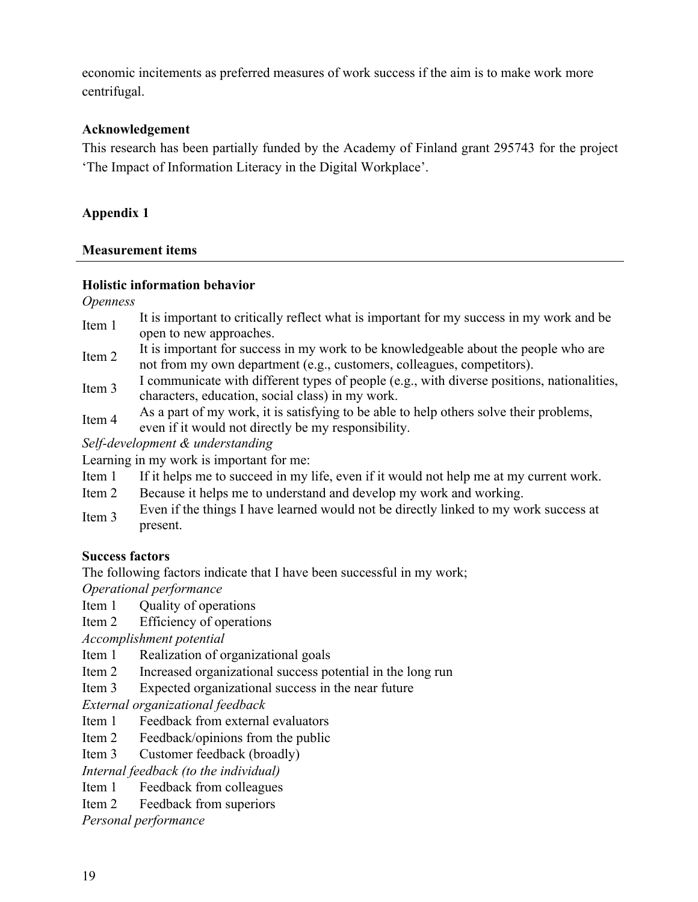economic incitements as preferred measures of work success if the aim is to make work more centrifugal.

### Acknowledgement

This research has been partially funded by the Academy of Finland grant 295743 for the project 'The Impact of Information Literacy in the Digital Workplace'.

## Appendix 1

### Measurement items

**Holistic information behavior**

*Openness*

| | |
|---|---|
| Item 1 | It is important to critically reflect what is important for my success in my work and be open to new approaches. |
| Item 2 | It is important for success in my work to be knowledgeable about the people who are not from my own department (e.g., customers, colleagues, competitors). |
| Item 3 | I communicate with different types of people (e.g., with diverse positions, nationalities, characters, education, social class) in my work. |
| Item 4 | As a part of my work, it is satisfying to be able to help others solve their problems, even if it would not directly be my responsibility. |

*Self-development & understanding*

Learning in my work is important for me:

| | |
|---|---|
| Item 1 | If it helps me to succeed in my life, even if it would not help me at my current work. |
| Item 2 | Because it helps me to understand and develop my work and working. |
| Item 3 | Even if the things I have learned would not be directly linked to my work success at present. |

**Success factors**

The following factors indicate that I have been successful in my work;

*Operational performance*

| | |
|---|---|
| Item 1 | Quality of operations |
| Item 2 | Efficiency of operations |

*Accomplishment potential*

| | |
|---|---|
| Item 1 | Realization of organizational goals |
| Item 2 | Increased organizational success potential in the long run |
| Item 3 | Expected organizational success in the near future |

*External organizational feedback*

| | |
|---|---|
| Item 1 | Feedback from external evaluators |
| Item 2 | Feedback/opinions from the public |
| Item 3 | Customer feedback (broadly) |

*Internal feedback (to the individual)*

| | |
|---|---|
| Item 1 | Feedback from colleagues |
| Item 2 | Feedback from superiors |

*Personal performance*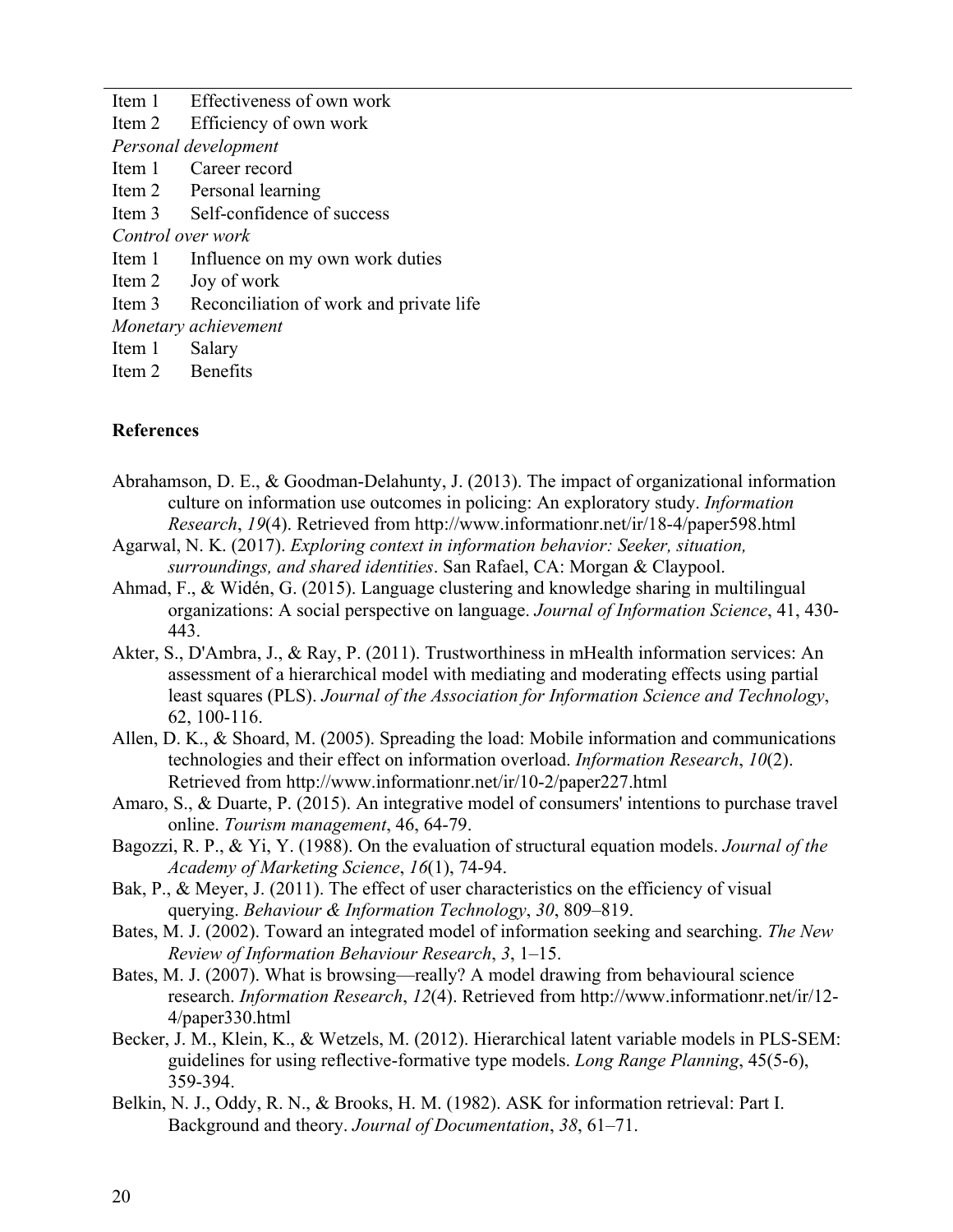Item 1 Effectiveness of own work
Item 2 Efficiency of own work

*Personal development*

Item 1 Career record
Item 2 Personal learning
Item 3 Self-confidence of success

*Control over work*

Item 1 Influence on my own work duties
Item 2 Joy of work
Item 3 Reconciliation of work and private life

*Monetary achievement*

Item 1 Salary
Item 2 Benefits

**References**

Abrahamson, D. E., & Goodman-Delahunty, J. (2013). The impact of organizational information culture on information use outcomes in policing: An exploratory study. *Information Research*, *19*(4). Retrieved from http://www.informationr.net/ir/18-4/paper598.html

Agarwal, N. K. (2017). *Exploring context in information behavior: Seeker, situation, surroundings, and shared identities*. San Rafael, CA: Morgan & Claypool.

Ahmad, F., & Widén, G. (2015). Language clustering and knowledge sharing in multilingual organizations: A social perspective on language. *Journal of Information Science*, 41, 430-443.

Akter, S., D'Ambra, J., & Ray, P. (2011). Trustworthiness in mHealth information services: An assessment of a hierarchical model with mediating and moderating effects using partial least squares (PLS). *Journal of the Association for Information Science and Technology*, 62, 100-116.

Allen, D. K., & Shoard, M. (2005). Spreading the load: Mobile information and communications technologies and their effect on information overload. *Information Research*, *10*(2). Retrieved from http://www.informationr.net/ir/10-2/paper227.html

Amaro, S., & Duarte, P. (2015). An integrative model of consumers' intentions to purchase travel online. *Tourism management*, 46, 64-79.

Bagozzi, R. P., & Yi, Y. (1988). On the evaluation of structural equation models. *Journal of the Academy of Marketing Science*, *16*(1), 74-94.

Bak, P., & Meyer, J. (2011). The effect of user characteristics on the efficiency of visual querying. *Behaviour & Information Technology*, *30*, 809–819.

Bates, M. J. (2002). Toward an integrated model of information seeking and searching. *The New Review of Information Behaviour Research*, *3*, 1–15.

Bates, M. J. (2007). What is browsing—really? A model drawing from behavioural science research. *Information Research*, *12*(4). Retrieved from http://www.informationr.net/ir/12-4/paper330.html

Becker, J. M., Klein, K., & Wetzels, M. (2012). Hierarchical latent variable models in PLS-SEM: guidelines for using reflective-formative type models. *Long Range Planning*, 45(5-6), 359-394.

Belkin, N. J., Oddy, R. N., & Brooks, H. M. (1982). ASK for information retrieval: Part I. Background and theory. *Journal of Documentation*, *38*, 61–71.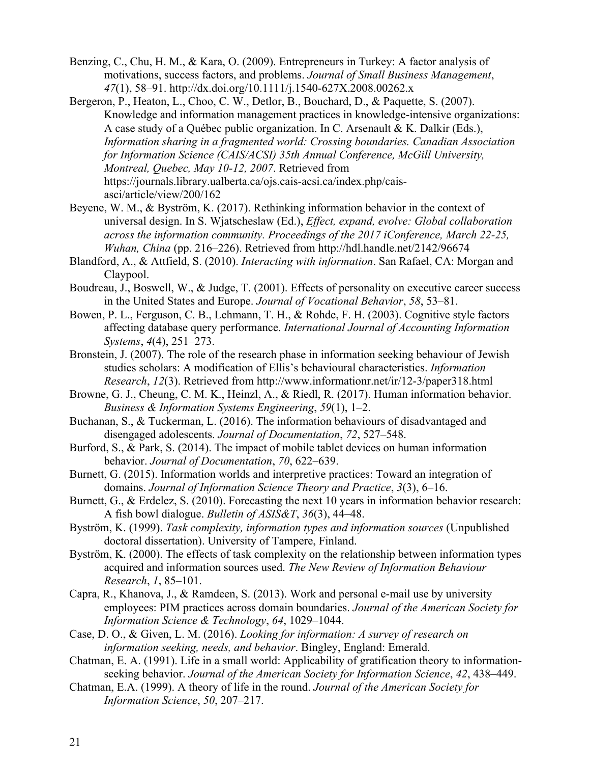Benzing, C., Chu, H. M., & Kara, O. (2009). Entrepreneurs in Turkey: A factor analysis of motivations, success factors, and problems. *Journal of Small Business Management*, *47*(1), 58–91. http://dx.doi.org/10.1111/j.1540-627X.2008.00262.x

Bergeron, P., Heaton, L., Choo, C. W., Detlor, B., Bouchard, D., & Paquette, S. (2007). Knowledge and information management practices in knowledge-intensive organizations: A case study of a Québec public organization. In C. Arsenault & K. Dalkir (Eds.), *Information sharing in a fragmented world: Crossing boundaries. Canadian Association for Information Science (CAIS/ACSI) 35th Annual Conference, McGill University, Montreal, Quebec, May 10-12, 2007*. Retrieved from https://journals.library.ualberta.ca/ojs.cais-acsi.ca/index.php/cais-asci/article/view/200/162

Beyene, W. M., & Byström, K. (2017). Rethinking information behavior in the context of universal design. In S. Wjatscheslaw (Ed.), *Effect, expand, evolve: Global collaboration across the information community. Proceedings of the 2017 iConference, March 22-25, Wuhan, China* (pp. 216–226). Retrieved from http://hdl.handle.net/2142/96674

Blandford, A., & Attfield, S. (2010). *Interacting with information*. San Rafael, CA: Morgan and Claypool.

Boudreau, J., Boswell, W., & Judge, T. (2001). Effects of personality on executive career success in the United States and Europe. *Journal of Vocational Behavior*, *58*, 53–81.

Bowen, P. L., Ferguson, C. B., Lehmann, T. H., & Rohde, F. H. (2003). Cognitive style factors affecting database query performance. *International Journal of Accounting Information Systems*, *4*(4), 251–273.

Bronstein, J. (2007). The role of the research phase in information seeking behaviour of Jewish studies scholars: A modification of Ellis's behavioural characteristics. *Information Research*, *12*(3). Retrieved from http://www.informationr.net/ir/12-3/paper318.html

Browne, G. J., Cheung, C. M. K., Heinzl, A., & Riedl, R. (2017). Human information behavior. *Business & Information Systems Engineering*, *59*(1), 1–2.

Buchanan, S., & Tuckerman, L. (2016). The information behaviours of disadvantaged and disengaged adolescents. *Journal of Documentation*, *72*, 527–548.

Burford, S., & Park, S. (2014). The impact of mobile tablet devices on human information behavior. *Journal of Documentation*, *70*, 622–639.

Burnett, G. (2015). Information worlds and interpretive practices: Toward an integration of domains. *Journal of Information Science Theory and Practice*, *3*(3), 6–16.

Burnett, G., & Erdelez, S. (2010). Forecasting the next 10 years in information behavior research: A fish bowl dialogue. *Bulletin of ASIS&T*, *36*(3), 44–48.

Byström, K. (1999). *Task complexity, information types and information sources* (Unpublished doctoral dissertation). University of Tampere, Finland.

Byström, K. (2000). The effects of task complexity on the relationship between information types acquired and information sources used. *The New Review of Information Behaviour Research*, *1*, 85–101.

Capra, R., Khanova, J., & Ramdeen, S. (2013). Work and personal e-mail use by university employees: PIM practices across domain boundaries. *Journal of the American Society for Information Science & Technology*, *64*, 1029–1044.

Case, D. O., & Given, L. M. (2016). *Looking for information: A survey of research on information seeking, needs, and behavior*. Bingley, England: Emerald.

Chatman, E. A. (1991). Life in a small world: Applicability of gratification theory to information-seeking behavior. *Journal of the American Society for Information Science*, *42*, 438–449.

Chatman, E.A. (1999). A theory of life in the round. *Journal of the American Society for Information Science*, *50*, 207–217.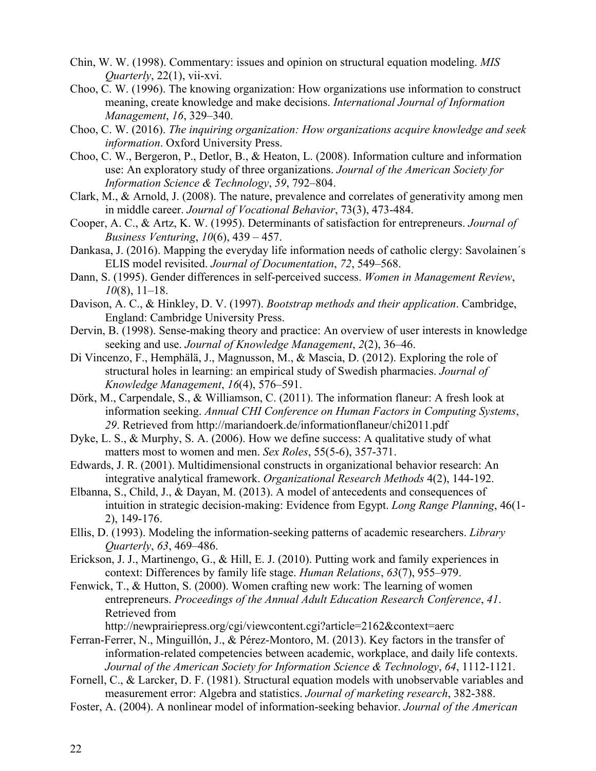Chin, W. W. (1998). Commentary: issues and opinion on structural equation modeling. *MIS Quarterly*, 22(1), vii-xvi.

Choo, C. W. (1996). The knowing organization: How organizations use information to construct meaning, create knowledge and make decisions. *International Journal of Information Management*, *16*, 329–340.

Choo, C. W. (2016). *The inquiring organization: How organizations acquire knowledge and seek information*. Oxford University Press.

Choo, C. W., Bergeron, P., Detlor, B., & Heaton, L. (2008). Information culture and information use: An exploratory study of three organizations. *Journal of the American Society for Information Science & Technology*, *59*, 792–804.

Clark, M., & Arnold, J. (2008). The nature, prevalence and correlates of generativity among men in middle career. *Journal of Vocational Behavior*, 73(3), 473-484.

Cooper, A. C., & Artz, K. W. (1995). Determinants of satisfaction for entrepreneurs. *Journal of Business Venturing*, *10*(6), 439 – 457.

Dankasa, J. (2016). Mapping the everyday life information needs of catholic clergy: Savolainen´s ELIS model revisited. *Journal of Documentation*, *72*, 549–568.

Dann, S. (1995). Gender differences in self-perceived success. *Women in Management Review*, *10*(8), 11–18.

Davison, A. C., & Hinkley, D. V. (1997). *Bootstrap methods and their application*. Cambridge, England: Cambridge University Press.

Dervin, B. (1998). Sense-making theory and practice: An overview of user interests in knowledge seeking and use. *Journal of Knowledge Management*, *2*(2), 36–46.

Di Vincenzo, F., Hemphälä, J., Magnusson, M., & Mascia, D. (2012). Exploring the role of structural holes in learning: an empirical study of Swedish pharmacies. *Journal of Knowledge Management*, *16*(4), 576–591.

Dörk, M., Carpendale, S., & Williamson, C. (2011). The information flaneur: A fresh look at information seeking. *Annual CHI Conference on Human Factors in Computing Systems*, *29*. Retrieved from http://mariandoerk.de/informationflaneur/chi2011.pdf

Dyke, L. S., & Murphy, S. A. (2006). How we define success: A qualitative study of what matters most to women and men. *Sex Roles*, 55(5-6), 357-371.

Edwards, J. R. (2001). Multidimensional constructs in organizational behavior research: An integrative analytical framework. *Organizational Research Methods* 4(2), 144-192.

Elbanna, S., Child, J., & Dayan, M. (2013). A model of antecedents and consequences of intuition in strategic decision-making: Evidence from Egypt. *Long Range Planning*, 46(1-2), 149-176.

Ellis, D. (1993). Modeling the information-seeking patterns of academic researchers. *Library Quarterly*, *63*, 469–486.

Erickson, J. J., Martinengo, G., & Hill, E. J. (2010). Putting work and family experiences in context: Differences by family life stage. *Human Relations*, *63*(7), 955–979.

Fenwick, T., & Hutton, S. (2000). Women crafting new work: The learning of women entrepreneurs. *Proceedings of the Annual Adult Education Research Conference*, *41*. Retrieved from http://newprairiepress.org/cgi/viewcontent.cgi?article=2162&context=aerc

Ferran-Ferrer, N., Minguillón, J., & Pérez-Montoro, M. (2013). Key factors in the transfer of information-related competencies between academic, workplace, and daily life contexts. *Journal of the American Society for Information Science & Technology*, *64*, 1112-1121.

Fornell, C., & Larcker, D. F. (1981). Structural equation models with unobservable variables and measurement error: Algebra and statistics. *Journal of marketing research*, 382-388.

Foster, A. (2004). A nonlinear model of information-seeking behavior. *Journal of the American*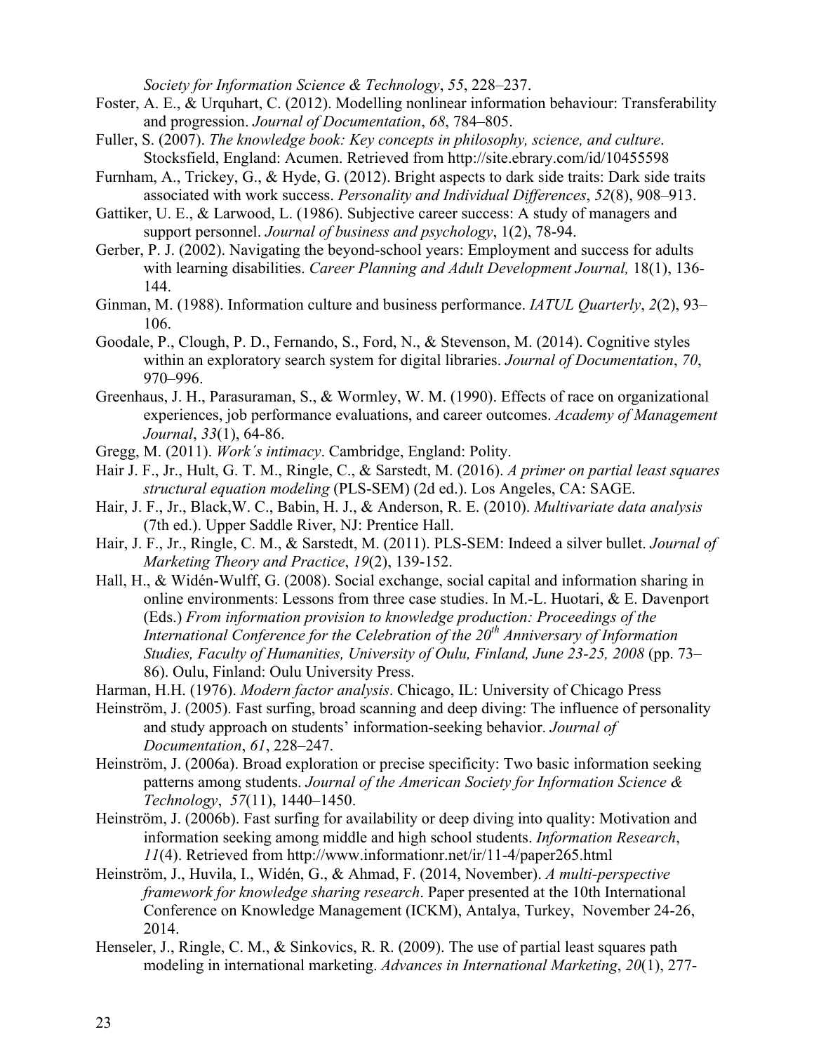*Society for Information Science & Technology*, *55*, 228–237.

Foster, A. E., & Urquhart, C. (2012). Modelling nonlinear information behaviour: Transferability and progression. *Journal of Documentation*, *68*, 784–805.

Fuller, S. (2007). *The knowledge book: Key concepts in philosophy, science, and culture*. Stocksfield, England: Acumen. Retrieved from http://site.ebrary.com/id/10455598

Furnham, A., Trickey, G., & Hyde, G. (2012). Bright aspects to dark side traits: Dark side traits associated with work success. *Personality and Individual Differences*, *52*(8), 908–913.

Gattiker, U. E., & Larwood, L. (1986). Subjective career success: A study of managers and support personnel. *Journal of business and psychology*, 1(2), 78-94.

Gerber, P. J. (2002). Navigating the beyond-school years: Employment and success for adults with learning disabilities. *Career Planning and Adult Development Journal,* 18(1), 136-144.

Ginman, M. (1988). Information culture and business performance. *IATUL Quarterly*, *2*(2), 93–106.

Goodale, P., Clough, P. D., Fernando, S., Ford, N., & Stevenson, M. (2014). Cognitive styles within an exploratory search system for digital libraries. *Journal of Documentation*, *70*, 970–996.

Greenhaus, J. H., Parasuraman, S., & Wormley, W. M. (1990). Effects of race on organizational experiences, job performance evaluations, and career outcomes. *Academy of Management Journal*, *33*(1), 64-86.

Gregg, M. (2011). *Work´s intimacy*. Cambridge, England: Polity.

Hair J. F., Jr., Hult, G. T. M., Ringle, C., & Sarstedt, M. (2016). *A primer on partial least squares structural equation modeling* (PLS-SEM) (2d ed.). Los Angeles, CA: SAGE.

Hair, J. F., Jr., Black,W. C., Babin, H. J., & Anderson, R. E. (2010). *Multivariate data analysis* (7th ed.). Upper Saddle River, NJ: Prentice Hall.

Hair, J. F., Jr., Ringle, C. M., & Sarstedt, M. (2011). PLS-SEM: Indeed a silver bullet. *Journal of Marketing Theory and Practice*, *19*(2), 139-152.

Hall, H., & Widén-Wulff, G. (2008). Social exchange, social capital and information sharing in online environments: Lessons from three case studies. In M.-L. Huotari, & E. Davenport (Eds.) *From information provision to knowledge production: Proceedings of the International Conference for the Celebration of the 20th Anniversary of Information Studies, Faculty of Humanities, University of Oulu, Finland, June 23-25, 2008* (pp. 73–86). Oulu, Finland: Oulu University Press.

Harman, H.H. (1976). *Modern factor analysis*. Chicago, IL: University of Chicago Press

Heinström, J. (2005). Fast surfing, broad scanning and deep diving: The influence of personality and study approach on students' information-seeking behavior. *Journal of Documentation*, *61*, 228–247.

Heinström, J. (2006a). Broad exploration or precise specificity: Two basic information seeking patterns among students. *Journal of the American Society for Information Science & Technology*, *57*(11), 1440–1450.

Heinström, J. (2006b). Fast surfing for availability or deep diving into quality: Motivation and information seeking among middle and high school students. *Information Research*, *11*(4). Retrieved from http://www.informationr.net/ir/11-4/paper265.html

Heinström, J., Huvila, I., Widén, G., & Ahmad, F. (2014, November). *A multi-perspective framework for knowledge sharing research*. Paper presented at the 10th International Conference on Knowledge Management (ICKM), Antalya, Turkey, November 24-26, 2014.

Henseler, J., Ringle, C. M., & Sinkovics, R. R. (2009). The use of partial least squares path modeling in international marketing. *Advances in International Marketing*, *20*(1), 277-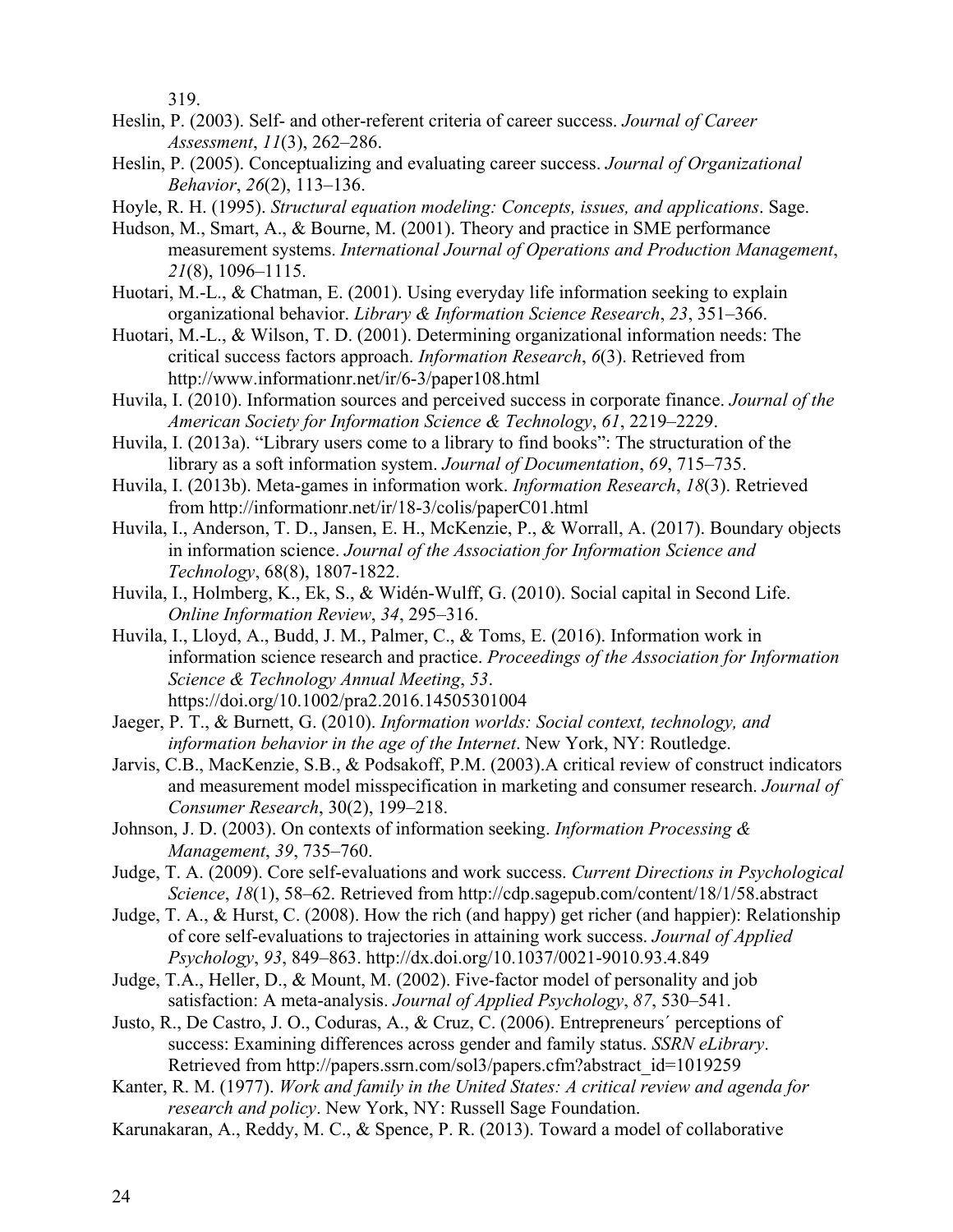319.

Heslin, P. (2003). Self- and other-referent criteria of career success. *Journal of Career Assessment*, *11*(3), 262–286.

Heslin, P. (2005). Conceptualizing and evaluating career success. *Journal of Organizational Behavior*, *26*(2), 113–136.

Hoyle, R. H. (1995). *Structural equation modeling: Concepts, issues, and applications*. Sage.

Hudson, M., Smart, A., & Bourne, M. (2001). Theory and practice in SME performance measurement systems. *International Journal of Operations and Production Management*, *21*(8), 1096–1115.

Huotari, M.-L., & Chatman, E. (2001). Using everyday life information seeking to explain organizational behavior. *Library & Information Science Research*, *23*, 351–366.

Huotari, M.-L., & Wilson, T. D. (2001). Determining organizational information needs: The critical success factors approach. *Information Research*, *6*(3). Retrieved from http://www.informationr.net/ir/6-3/paper108.html

Huvila, I. (2010). Information sources and perceived success in corporate finance. *Journal of the American Society for Information Science & Technology*, *61*, 2219–2229.

Huvila, I. (2013a). "Library users come to a library to find books": The structuration of the library as a soft information system. *Journal of Documentation*, *69*, 715–735.

Huvila, I. (2013b). Meta-games in information work. *Information Research*, *18*(3). Retrieved from http://informationr.net/ir/18-3/colis/paperC01.html

Huvila, I., Anderson, T. D., Jansen, E. H., McKenzie, P., & Worrall, A. (2017). Boundary objects in information science. *Journal of the Association for Information Science and Technology*, 68(8), 1807-1822.

Huvila, I., Holmberg, K., Ek, S., & Widén-Wulff, G. (2010). Social capital in Second Life. *Online Information Review*, *34*, 295–316.

Huvila, I., Lloyd, A., Budd, J. M., Palmer, C., & Toms, E. (2016). Information work in information science research and practice. *Proceedings of the Association for Information Science & Technology Annual Meeting*, *53*. https://doi.org/10.1002/pra2.2016.14505301004

Jaeger, P. T., & Burnett, G. (2010). *Information worlds: Social context, technology, and information behavior in the age of the Internet*. New York, NY: Routledge.

Jarvis, C.B., MacKenzie, S.B., & Podsakoff, P.M. (2003).A critical review of construct indicators and measurement model misspecification in marketing and consumer research. *Journal of Consumer Research*, 30(2), 199–218.

Johnson, J. D. (2003). On contexts of information seeking. *Information Processing & Management*, *39*, 735–760.

Judge, T. A. (2009). Core self-evaluations and work success. *Current Directions in Psychological Science*, *18*(1), 58–62. Retrieved from http://cdp.sagepub.com/content/18/1/58.abstract

Judge, T. A., & Hurst, C. (2008). How the rich (and happy) get richer (and happier): Relationship of core self-evaluations to trajectories in attaining work success. *Journal of Applied Psychology*, *93*, 849–863. http://dx.doi.org/10.1037/0021-9010.93.4.849

Judge, T.A., Heller, D., & Mount, M. (2002). Five-factor model of personality and job satisfaction: A meta-analysis. *Journal of Applied Psychology*, *87*, 530–541.

Justo, R., De Castro, J. O., Coduras, A., & Cruz, C. (2006). Entrepreneurs´ perceptions of success: Examining differences across gender and family status. *SSRN eLibrary*. Retrieved from http://papers.ssrn.com/sol3/papers.cfm?abstract_id=1019259

Kanter, R. M. (1977). *Work and family in the United States: A critical review and agenda for research and policy*. New York, NY: Russell Sage Foundation.

Karunakaran, A., Reddy, M. C., & Spence, P. R. (2013). Toward a model of collaborative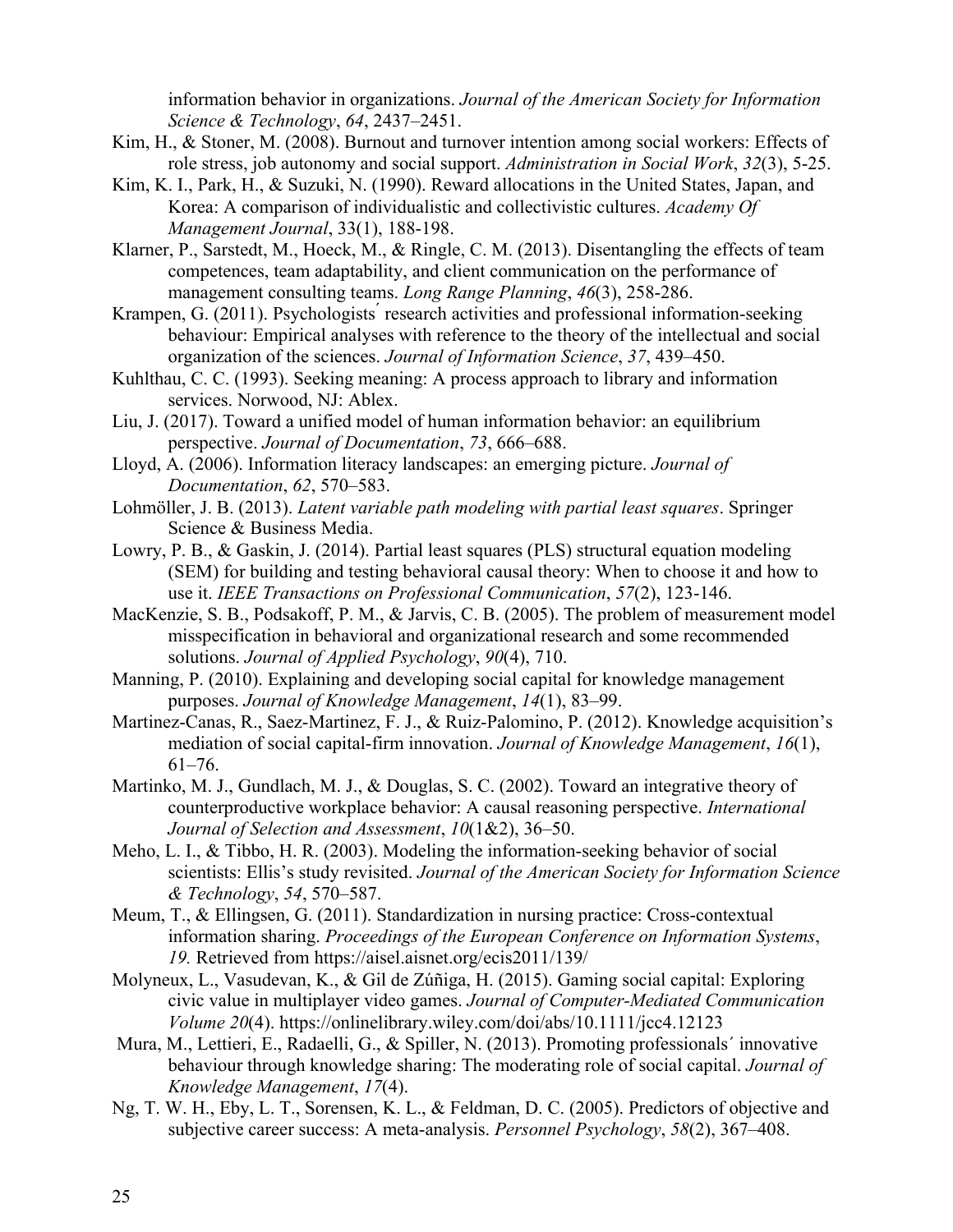information behavior in organizations. *Journal of the American Society for Information Science & Technology*, *64*, 2437–2451.

Kim, H., & Stoner, M. (2008). Burnout and turnover intention among social workers: Effects of role stress, job autonomy and social support. *Administration in Social Work*, *32*(3), 5-25.

Kim, K. I., Park, H., & Suzuki, N. (1990). Reward allocations in the United States, Japan, and Korea: A comparison of individualistic and collectivistic cultures. *Academy Of Management Journal*, 33(1), 188-198.

Klarner, P., Sarstedt, M., Hoeck, M., & Ringle, C. M. (2013). Disentangling the effects of team competences, team adaptability, and client communication on the performance of management consulting teams. *Long Range Planning*, *46*(3), 258-286.

Krampen, G. (2011). Psychologists´ research activities and professional information-seeking behaviour: Empirical analyses with reference to the theory of the intellectual and social organization of the sciences. *Journal of Information Science*, *37*, 439–450.

Kuhlthau, C. C. (1993). Seeking meaning: A process approach to library and information services. Norwood, NJ: Ablex.

Liu, J. (2017). Toward a unified model of human information behavior: an equilibrium perspective. *Journal of Documentation*, *73*, 666–688.

Lloyd, A. (2006). Information literacy landscapes: an emerging picture. *Journal of Documentation*, *62*, 570–583.

Lohmöller, J. B. (2013). *Latent variable path modeling with partial least squares*. Springer Science & Business Media.

Lowry, P. B., & Gaskin, J. (2014). Partial least squares (PLS) structural equation modeling (SEM) for building and testing behavioral causal theory: When to choose it and how to use it. *IEEE Transactions on Professional Communication*, *57*(2), 123-146.

MacKenzie, S. B., Podsakoff, P. M., & Jarvis, C. B. (2005). The problem of measurement model misspecification in behavioral and organizational research and some recommended solutions. *Journal of Applied Psychology*, *90*(4), 710.

Manning, P. (2010). Explaining and developing social capital for knowledge management purposes. *Journal of Knowledge Management*, *14*(1), 83–99.

Martinez-Canas, R., Saez-Martinez, F. J., & Ruiz-Palomino, P. (2012). Knowledge acquisition's mediation of social capital-firm innovation. *Journal of Knowledge Management*, *16*(1), 61–76.

Martinko, M. J., Gundlach, M. J., & Douglas, S. C. (2002). Toward an integrative theory of counterproductive workplace behavior: A causal reasoning perspective. *International Journal of Selection and Assessment*, *10*(1&2), 36–50.

Meho, L. I., & Tibbo, H. R. (2003). Modeling the information-seeking behavior of social scientists: Ellis's study revisited. *Journal of the American Society for Information Science & Technology*, *54*, 570–587.

Meum, T., & Ellingsen, G. (2011). Standardization in nursing practice: Cross-contextual information sharing. *Proceedings of the European Conference on Information Systems*, *19.* Retrieved from https://aisel.aisnet.org/ecis2011/139/

Molyneux, L., Vasudevan, K., & Gil de Zúñiga, H. (2015). Gaming social capital: Exploring civic value in multiplayer video games. *Journal of Computer-Mediated Communication Volume 20*(4). https://onlinelibrary.wiley.com/doi/abs/10.1111/jcc4.12123

Mura, M., Lettieri, E., Radaelli, G., & Spiller, N. (2013). Promoting professionals´ innovative behaviour through knowledge sharing: The moderating role of social capital. *Journal of Knowledge Management*, *17*(4).

Ng, T. W. H., Eby, L. T., Sorensen, K. L., & Feldman, D. C. (2005). Predictors of objective and subjective career success: A meta-analysis. *Personnel Psychology*, *58*(2), 367–408.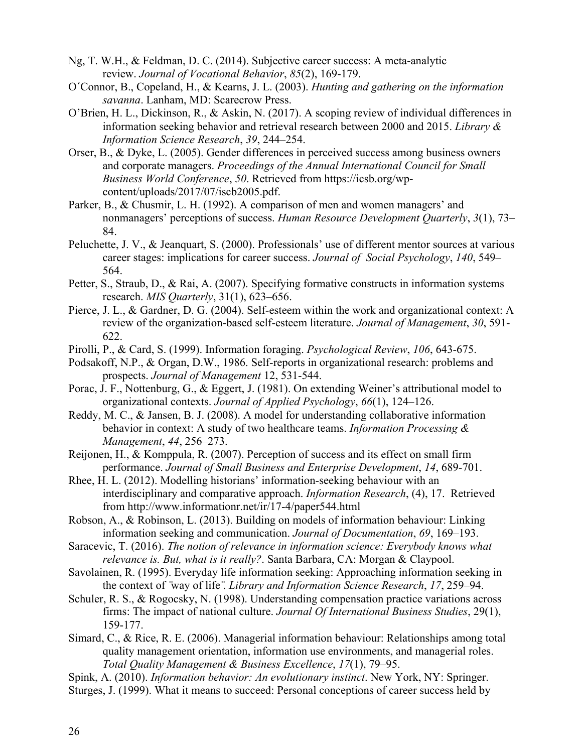Ng, T. W.H., & Feldman, D. C. (2014). Subjective career success: A meta-analytic review. *Journal of Vocational Behavior*, *85*(2), 169-179.

O´Connor, B., Copeland, H., & Kearns, J. L. (2003). *Hunting and gathering on the information savanna*. Lanham, MD: Scarecrow Press.

O'Brien, H. L., Dickinson, R., & Askin, N. (2017). A scoping review of individual differences in information seeking behavior and retrieval research between 2000 and 2015. *Library & Information Science Research*, *39*, 244–254.

Orser, B., & Dyke, L. (2005). Gender differences in perceived success among business owners and corporate managers. *Proceedings of the Annual International Council for Small Business World Conference*, *50*. Retrieved from https://icsb.org/wp-content/uploads/2017/07/iscb2005.pdf.

Parker, B., & Chusmir, L. H. (1992). A comparison of men and women managers' and nonmanagers' perceptions of success. *Human Resource Development Quarterly*, *3*(1), 73–84.

Peluchette, J. V., & Jeanquart, S. (2000). Professionals' use of different mentor sources at various career stages: implications for career success. *Journal of Social Psychology*, *140*, 549–564.

Petter, S., Straub, D., & Rai, A. (2007). Specifying formative constructs in information systems research. *MIS Quarterly*, 31(1), 623–656.

Pierce, J. L., & Gardner, D. G. (2004). Self-esteem within the work and organizational context: A review of the organization-based self-esteem literature. *Journal of Management*, *30*, 591-622.

Pirolli, P., & Card, S. (1999). Information foraging. *Psychological Review*, *106*, 643-675.

Podsakoff, N.P., & Organ, D.W., 1986. Self-reports in organizational research: problems and prospects. *Journal of Management* 12, 531-544.

Porac, J. F., Nottenburg, G., & Eggert, J. (1981). On extending Weiner's attributional model to organizational contexts. *Journal of Applied Psychology*, *66*(1), 124–126.

Reddy, M. C., & Jansen, B. J. (2008). A model for understanding collaborative information behavior in context: A study of two healthcare teams. *Information Processing & Management*, *44*, 256–273.

Reijonen, H., & Komppula, R. (2007). Perception of success and its effect on small firm performance. *Journal of Small Business and Enterprise Development*, *14*, 689-701.

Rhee, H. L. (2012). Modelling historians' information-seeking behaviour with an interdisciplinary and comparative approach. *Information Research*, (4), 17. Retrieved from http://www.informationr.net/ir/17-4/paper544.html

Robson, A., & Robinson, L. (2013). Building on models of information behaviour: Linking information seeking and communication. *Journal of Documentation*, *69*, 169–193.

Saracevic, T. (2016). *The notion of relevance in information science: Everybody knows what relevance is. But, what is it really?*. Santa Barbara, CA: Morgan & Claypool.

Savolainen, R. (1995). Everyday life information seeking: Approaching information seeking in the context of ¨way of life¨. *Library and Information Science Research*, *17*, 259–94.

Schuler, R. S., & Rogocsky, N. (1998). Understanding compensation practice variations across firms: The impact of national culture. *Journal Of International Business Studies*, 29(1), 159-177.

Simard, C., & Rice, R. E. (2006). Managerial information behaviour: Relationships among total quality management orientation, information use environments, and managerial roles. *Total Quality Management & Business Excellence*, *17*(1), 79–95.

Spink, A. (2010). *Information behavior: An evolutionary instinct*. New York, NY: Springer.

Sturges, J. (1999). What it means to succeed: Personal conceptions of career success held by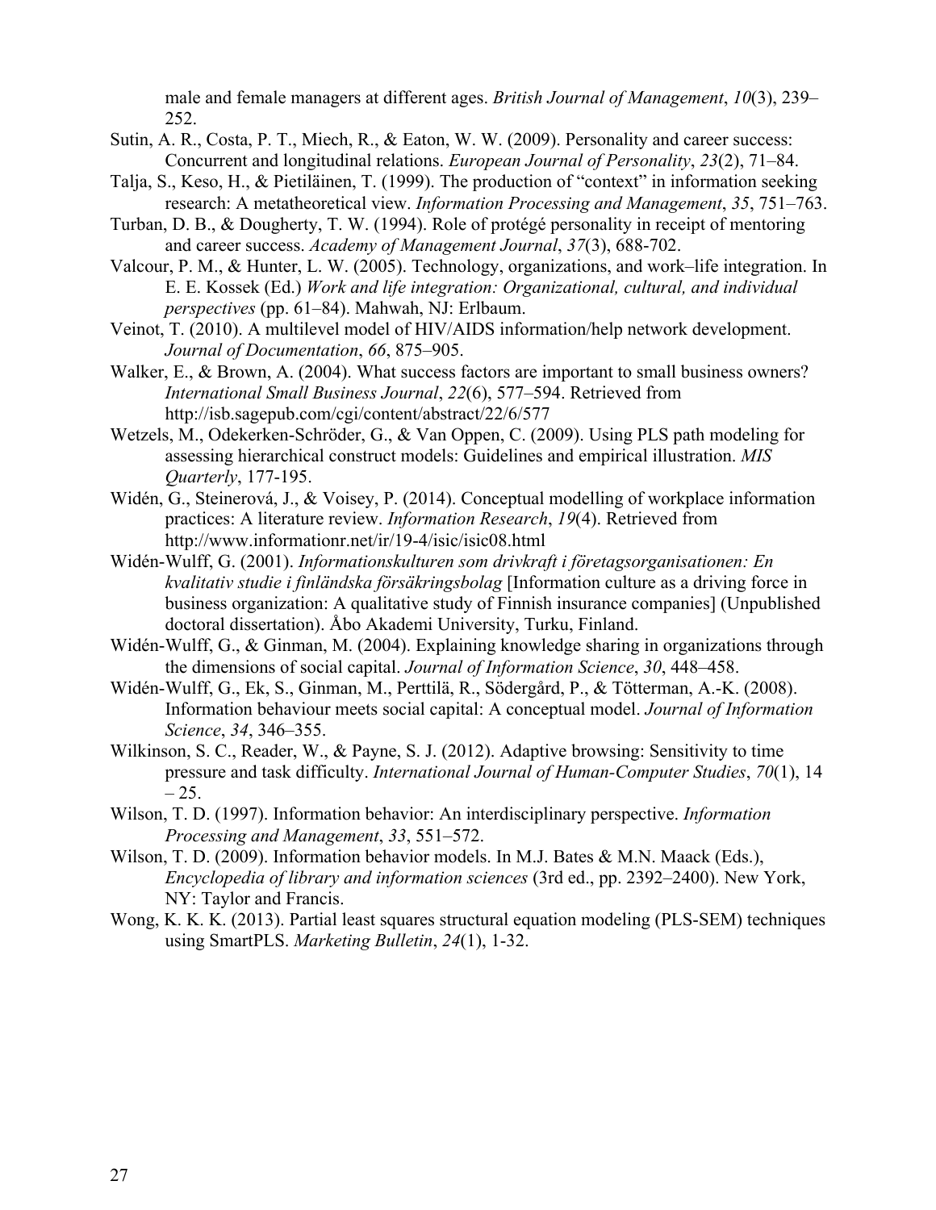male and female managers at different ages. *British Journal of Management*, *10*(3), 239–252.

Sutin, A. R., Costa, P. T., Miech, R., & Eaton, W. W. (2009). Personality and career success: Concurrent and longitudinal relations. *European Journal of Personality*, *23*(2), 71–84.

Talja, S., Keso, H., & Pietiläinen, T. (1999). The production of "context" in information seeking research: A metatheoretical view. *Information Processing and Management*, *35*, 751–763.

Turban, D. B., & Dougherty, T. W. (1994). Role of protégé personality in receipt of mentoring and career success. *Academy of Management Journal*, *37*(3), 688-702.

Valcour, P. M., & Hunter, L. W. (2005). Technology, organizations, and work–life integration. In E. E. Kossek (Ed.) *Work and life integration: Organizational, cultural, and individual perspectives* (pp. 61–84). Mahwah, NJ: Erlbaum.

Veinot, T. (2010). A multilevel model of HIV/AIDS information/help network development. *Journal of Documentation*, *66*, 875–905.

Walker, E., & Brown, A. (2004). What success factors are important to small business owners? *International Small Business Journal*, *22*(6), 577–594. Retrieved from http://isb.sagepub.com/cgi/content/abstract/22/6/577

Wetzels, M., Odekerken-Schröder, G., & Van Oppen, C. (2009). Using PLS path modeling for assessing hierarchical construct models: Guidelines and empirical illustration. *MIS Quarterly*, 177-195.

Widén, G., Steinerová, J., & Voisey, P. (2014). Conceptual modelling of workplace information practices: A literature review. *Information Research*, *19*(4). Retrieved from http://www.informationr.net/ir/19-4/isic/isic08.html

Widén-Wulff, G. (2001). *Informationskulturen som drivkraft i företagsorganisationen: En kvalitativ studie i finländska försäkringsbolag* [Information culture as a driving force in business organization: A qualitative study of Finnish insurance companies] (Unpublished doctoral dissertation). Åbo Akademi University, Turku, Finland.

Widén-Wulff, G., & Ginman, M. (2004). Explaining knowledge sharing in organizations through the dimensions of social capital. *Journal of Information Science*, *30*, 448–458.

Widén-Wulff, G., Ek, S., Ginman, M., Perttilä, R., Södergård, P., & Tötterman, A.-K. (2008). Information behaviour meets social capital: A conceptual model. *Journal of Information Science*, *34*, 346–355.

Wilkinson, S. C., Reader, W., & Payne, S. J. (2012). Adaptive browsing: Sensitivity to time pressure and task difficulty. *International Journal of Human-Computer Studies*, *70*(1), 14 – 25.

Wilson, T. D. (1997). Information behavior: An interdisciplinary perspective. *Information Processing and Management*, *33*, 551–572.

Wilson, T. D. (2009). Information behavior models. In M.J. Bates & M.N. Maack (Eds.), *Encyclopedia of library and information sciences* (3rd ed., pp. 2392–2400). New York, NY: Taylor and Francis.

Wong, K. K. K. (2013). Partial least squares structural equation modeling (PLS-SEM) techniques using SmartPLS. *Marketing Bulletin*, *24*(1), 1-32.